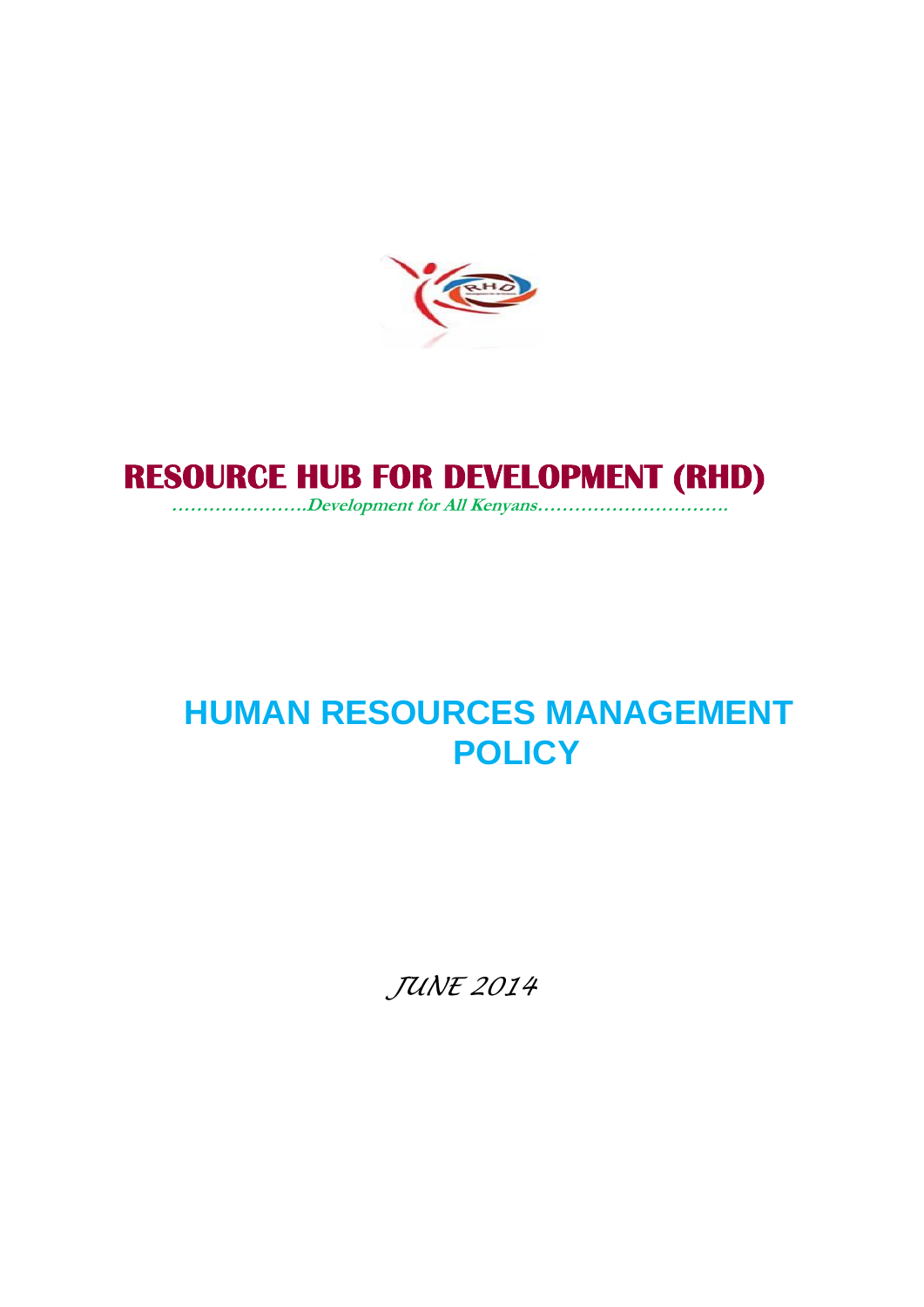# RESOURCE HUB FOR DEVELOPMENT (RHD)

**…………………..Development for All Kenyans………………………….**

# HUMAN RESOURCES MANAGEMENT POLICY

*JUNE 2014*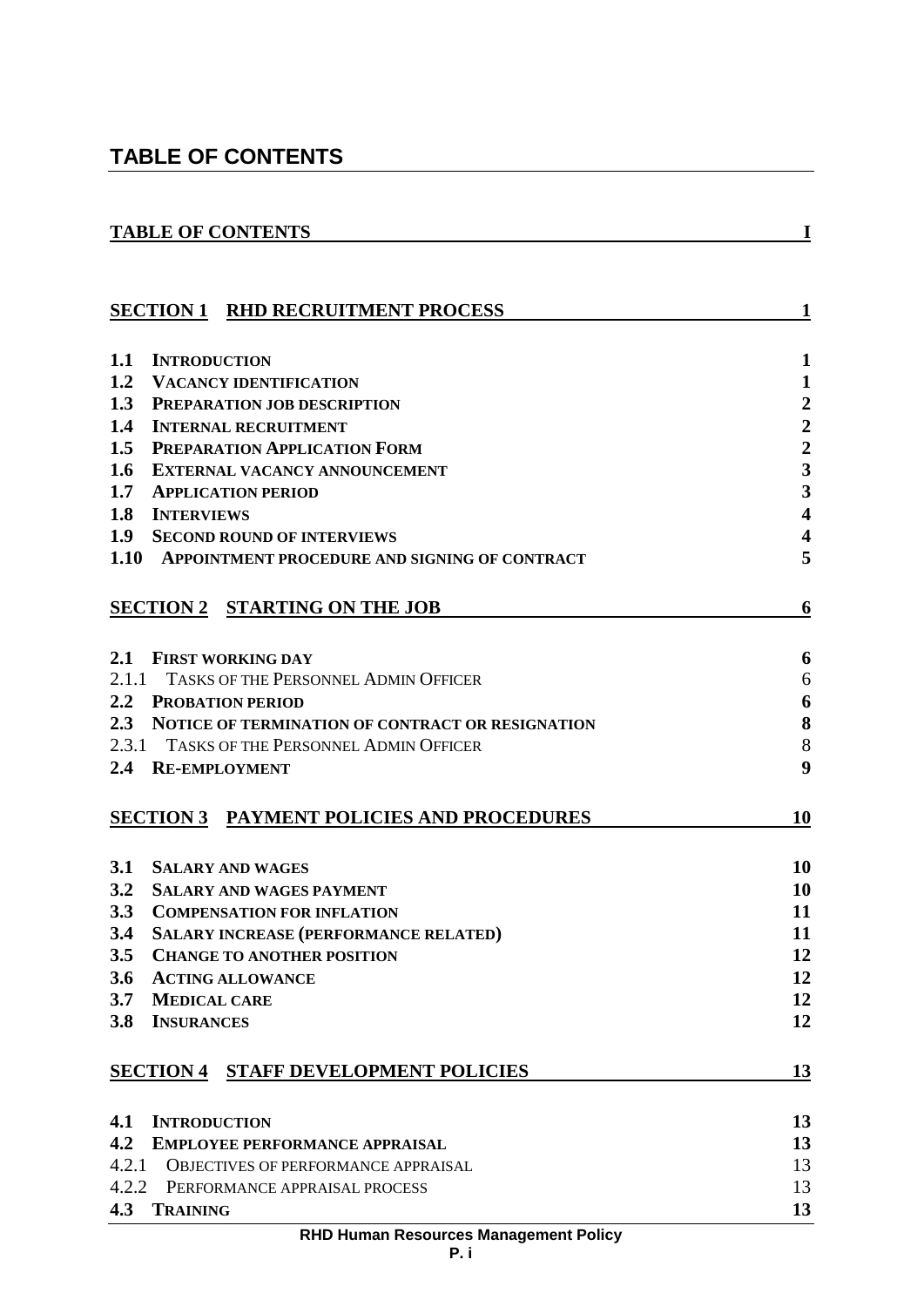# TABLE OF CONTENTS

**TABLE OF CONTENTS** I

**SECTION 1 RHD RECRUITMENT PROCESS** 1

**1.1 INTRODUCTION** 1
**1.2 VACANCY IDENTIFICATION** 1
**1.3 PREPARATION JOB DESCRIPTION** 2
**1.4 INTERNAL RECRUITMENT** 2
**1.5 PREPARATION APPLICATION FORM** 2
**1.6 EXTERNAL VACANCY ANNOUNCEMENT** 3
**1.7 APPLICATION PERIOD** 3
**1.8 INTERVIEWS** 4
**1.9 SECOND ROUND OF INTERVIEWS** 4
**1.10 APPOINTMENT PROCEDURE AND SIGNING OF CONTRACT** 5

**SECTION 2 STARTING ON THE JOB** 6

**2.1 FIRST WORKING DAY** 6
2.1.1 TASKS OF THE PERSONNEL ADMIN OFFICER 6
**2.2 PROBATION PERIOD** 6
**2.3 NOTICE OF TERMINATION OF CONTRACT OR RESIGNATION** 8
2.3.1 TASKS OF THE PERSONNEL ADMIN OFFICER 8
**2.4 RE-EMPLOYMENT** 9

**SECTION 3 PAYMENT POLICIES AND PROCEDURES** 10

**3.1 SALARY AND WAGES** 10
**3.2 SALARY AND WAGES PAYMENT** 10
**3.3 COMPENSATION FOR INFLATION** 11
**3.4 SALARY INCREASE (PERFORMANCE RELATED)** 11
**3.5 CHANGE TO ANOTHER POSITION** 12
**3.6 ACTING ALLOWANCE** 12
**3.7 MEDICAL CARE** 12
**3.8 INSURANCES** 12

**SECTION 4 STAFF DEVELOPMENT POLICIES** 13

**4.1 INTRODUCTION** 13
**4.2 EMPLOYEE PERFORMANCE APPRAISAL** 13
4.2.1 OBJECTIVES OF PERFORMANCE APPRAISAL 13
4.2.2 PERFORMANCE APPRAISAL PROCESS 13
**4.3 TRAINING** 13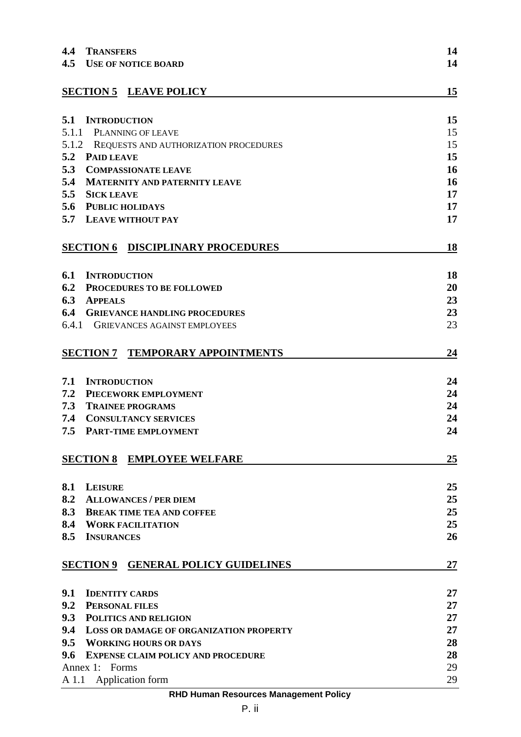| | |
|---|---|
| **4.4 TRANSFERS** | **14** |
| **4.5 USE OF NOTICE BOARD** | **14** |
| **SECTION 5 LEAVE POLICY** | **15** |
| **5.1 INTRODUCTION** | **15** |
| 5.1.1 PLANNING OF LEAVE | 15 |
| 5.1.2 REQUESTS AND AUTHORIZATION PROCEDURES | 15 |
| **5.2 PAID LEAVE** | **15** |
| **5.3 COMPASSIONATE LEAVE** | **16** |
| **5.4 MATERNITY AND PATERNITY LEAVE** | **16** |
| **5.5 SICK LEAVE** | **17** |
| **5.6 PUBLIC HOLIDAYS** | **17** |
| **5.7 LEAVE WITHOUT PAY** | **17** |
| **SECTION 6 DISCIPLINARY PROCEDURES** | **18** |
| **6.1 INTRODUCTION** | **18** |
| **6.2 PROCEDURES TO BE FOLLOWED** | **20** |
| **6.3 APPEALS** | **23** |
| **6.4 GRIEVANCE HANDLING PROCEDURES** | **23** |
| 6.4.1 GRIEVANCES AGAINST EMPLOYEES | 23 |
| **SECTION 7 TEMPORARY APPOINTMENTS** | **24** |
| **7.1 INTRODUCTION** | **24** |
| **7.2 PIECEWORK EMPLOYMENT** | **24** |
| **7.3 TRAINEE PROGRAMS** | **24** |
| **7.4 CONSULTANCY SERVICES** | **24** |
| **7.5 PART-TIME EMPLOYMENT** | **24** |
| **SECTION 8 EMPLOYEE WELFARE** | **25** |
| **8.1 LEISURE** | **25** |
| **8.2 ALLOWANCES / PER DIEM** | **25** |
| **8.3 BREAK TIME TEA AND COFFEE** | **25** |
| **8.4 WORK FACILITATION** | **25** |
| **8.5 INSURANCES** | **26** |
| **SECTION 9 GENERAL POLICY GUIDELINES** | **27** |
| **9.1 IDENTITY CARDS** | **27** |
| **9.2 PERSONAL FILES** | **27** |
| **9.3 POLITICS AND RELIGION** | **27** |
| **9.4 LOSS OR DAMAGE OF ORGANIZATION PROPERTY** | **27** |
| **9.5 WORKING HOURS OR DAYS** | **28** |
| **9.6 EXPENSE CLAIM POLICY AND PROCEDURE** | **28** |
| Annex 1: Forms | 29 |
| A 1.1 Application form | 29 |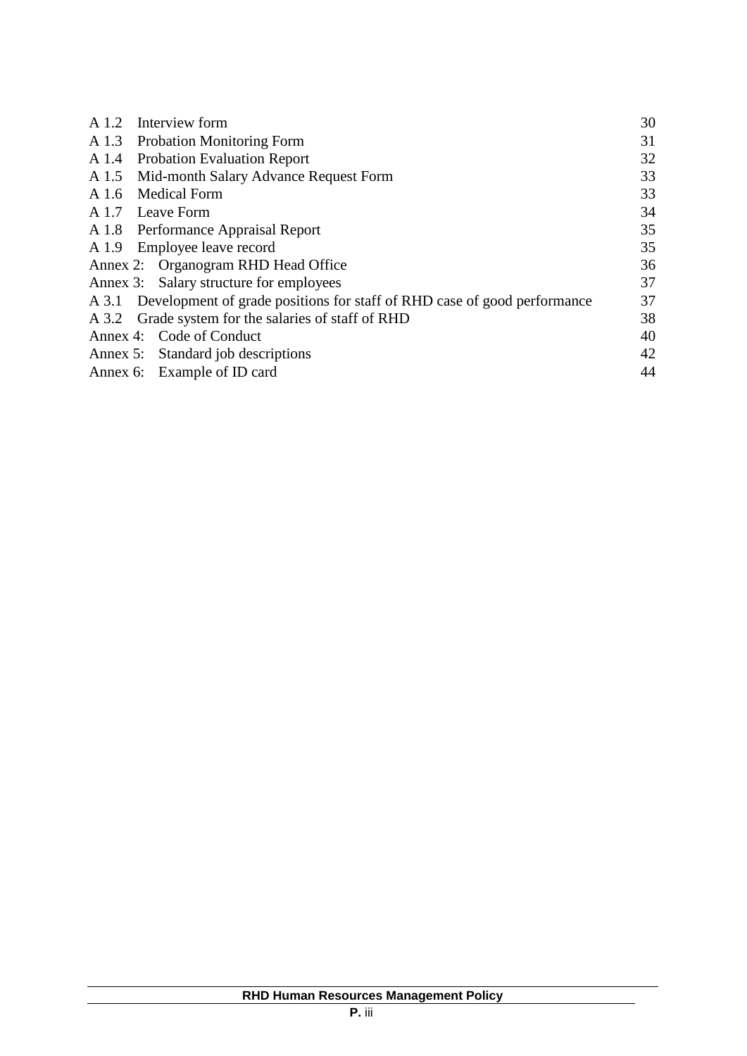| | | |
|---|---|---|
| A 1.2 | Interview form | 30 |
| A 1.3 | Probation Monitoring Form | 31 |
| A 1.4 | Probation Evaluation Report | 32 |
| A 1.5 | Mid-month Salary Advance Request Form | 33 |
| A 1.6 | Medical Form | 33 |
| A 1.7 | Leave Form | 34 |
| A 1.8 | Performance Appraisal Report | 35 |
| A 1.9 | Employee leave record | 35 |
| Annex 2: | Organogram RHD Head Office | 36 |
| Annex 3: | Salary structure for employees | 37 |
| A 3.1 | Development of grade positions for staff of RHD case of good performance | 37 |
| A 3.2 | Grade system for the salaries of staff of RHD | 38 |
| Annex 4: | Code of Conduct | 40 |
| Annex 5: | Standard job descriptions | 42 |
| Annex 6: | Example of ID card | 44 |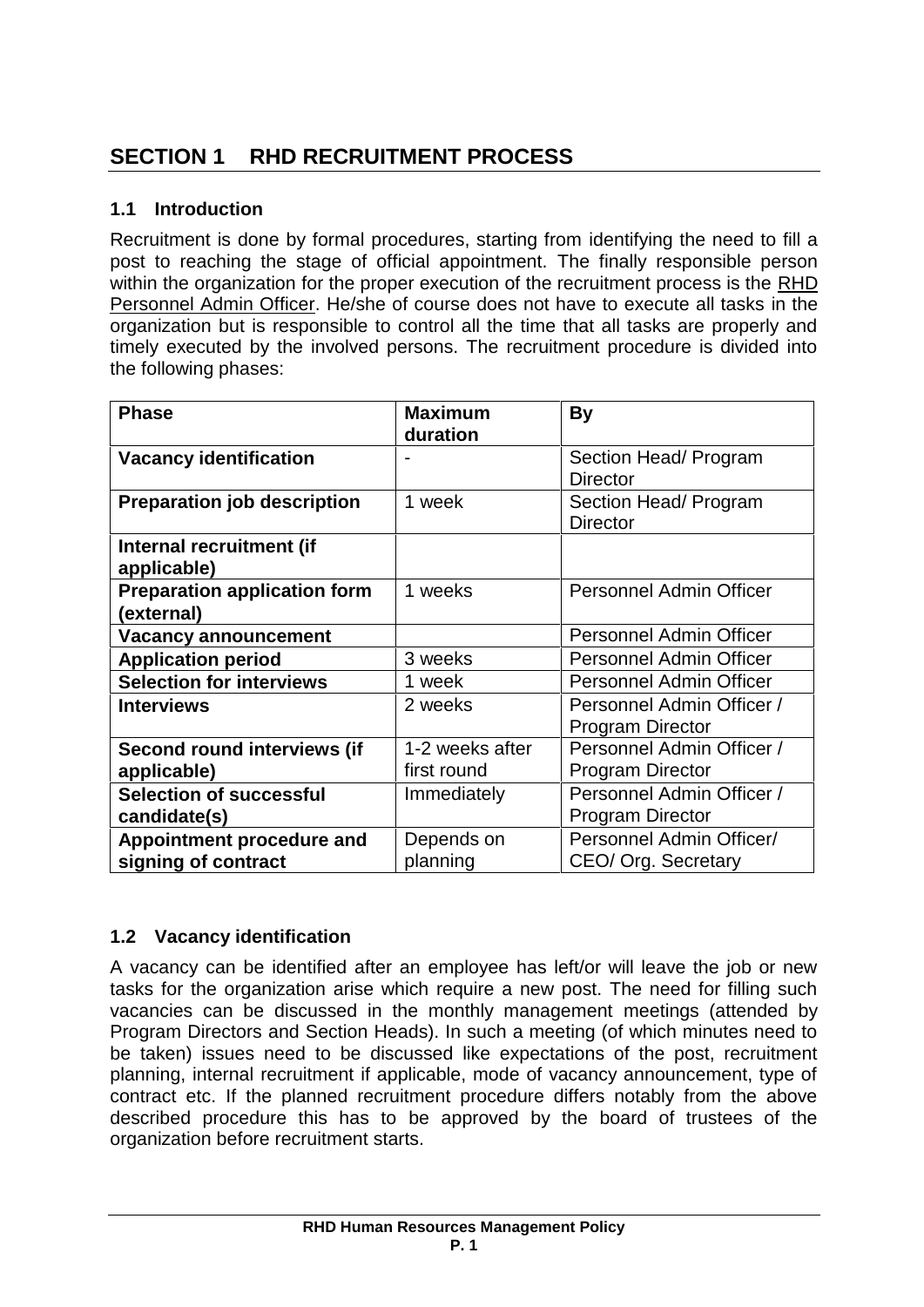# SECTION 1 RHD RECRUITMENT PROCESS

## 1.1 Introduction

Recruitment is done by formal procedures, starting from identifying the need to fill a post to reaching the stage of official appointment. The finally responsible person within the organization for the proper execution of the recruitment process is the RHD Personnel Admin Officer. He/she of course does not have to execute all tasks in the organization but is responsible to control all the time that all tasks are properly and timely executed by the involved persons. The recruitment procedure is divided into the following phases:

| Phase | Maximum duration | By |
|---|---|---|
| **Vacancy identification** | - | Section Head/ Program Director |
| **Preparation job description** | 1 week | Section Head/ Program Director |
| **Internal recruitment (if applicable)** | | |
| **Preparation application form (external)** | 1 weeks | Personnel Admin Officer |
| **Vacancy announcement** | | Personnel Admin Officer |
| **Application period** | 3 weeks | Personnel Admin Officer |
| **Selection for interviews** | 1 week | Personnel Admin Officer |
| **Interviews** | 2 weeks | Personnel Admin Officer / Program Director |
| **Second round interviews (if applicable)** | 1-2 weeks after first round | Personnel Admin Officer / Program Director |
| **Selection of successful candidate(s)** | Immediately | Personnel Admin Officer / Program Director |
| **Appointment procedure and signing of contract** | Depends on planning | Personnel Admin Officer/ CEO/ Org. Secretary |

## 1.2 Vacancy identification

A vacancy can be identified after an employee has left/or will leave the job or new tasks for the organization arise which require a new post. The need for filling such vacancies can be discussed in the monthly management meetings (attended by Program Directors and Section Heads). In such a meeting (of which minutes need to be taken) issues need to be discussed like expectations of the post, recruitment planning, internal recruitment if applicable, mode of vacancy announcement, type of contract etc. If the planned recruitment procedure differs notably from the above described procedure this has to be approved by the board of trustees of the organization before recruitment starts.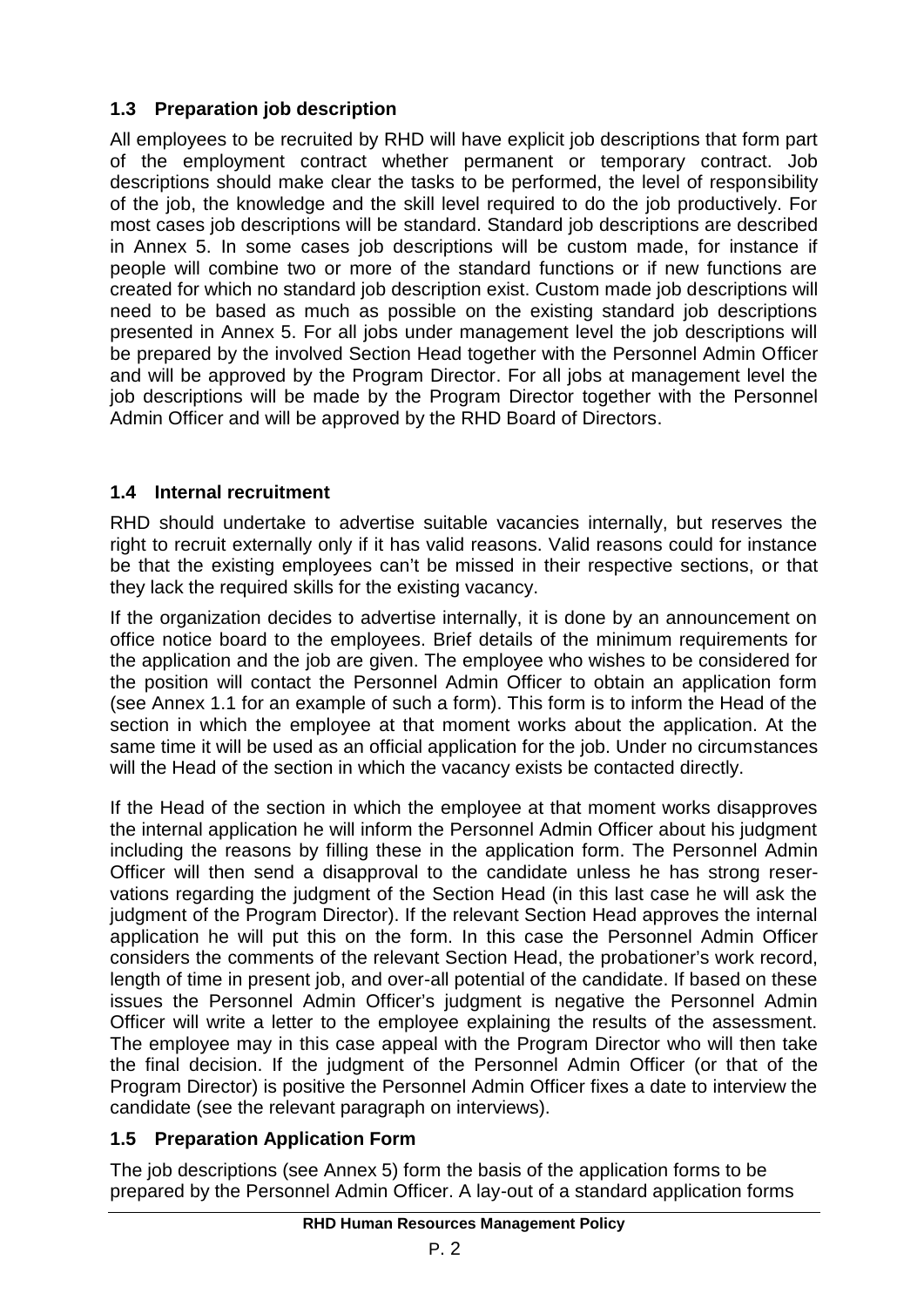## 1.3 Preparation job description

All employees to be recruited by RHD will have explicit job descriptions that form part of the employment contract whether permanent or temporary contract. Job descriptions should make clear the tasks to be performed, the level of responsibility of the job, the knowledge and the skill level required to do the job productively. For most cases job descriptions will be standard. Standard job descriptions are described in Annex 5. In some cases job descriptions will be custom made, for instance if people will combine two or more of the standard functions or if new functions are created for which no standard job description exist. Custom made job descriptions will need to be based as much as possible on the existing standard job descriptions presented in Annex 5. For all jobs under management level the job descriptions will be prepared by the involved Section Head together with the Personnel Admin Officer and will be approved by the Program Director. For all jobs at management level the job descriptions will be made by the Program Director together with the Personnel Admin Officer and will be approved by the RHD Board of Directors.

## 1.4 Internal recruitment

RHD should undertake to advertise suitable vacancies internally, but reserves the right to recruit externally only if it has valid reasons. Valid reasons could for instance be that the existing employees can't be missed in their respective sections, or that they lack the required skills for the existing vacancy.

If the organization decides to advertise internally, it is done by an announcement on office notice board to the employees. Brief details of the minimum requirements for the application and the job are given. The employee who wishes to be considered for the position will contact the Personnel Admin Officer to obtain an application form (see Annex 1.1 for an example of such a form). This form is to inform the Head of the section in which the employee at that moment works about the application. At the same time it will be used as an official application for the job. Under no circumstances will the Head of the section in which the vacancy exists be contacted directly.

If the Head of the section in which the employee at that moment works disapproves the internal application he will inform the Personnel Admin Officer about his judgment including the reasons by filling these in the application form. The Personnel Admin Officer will then send a disapproval to the candidate unless he has strong reservations regarding the judgment of the Section Head (in this last case he will ask the judgment of the Program Director). If the relevant Section Head approves the internal application he will put this on the form. In this case the Personnel Admin Officer considers the comments of the relevant Section Head, the probationer's work record, length of time in present job, and over-all potential of the candidate. If based on these issues the Personnel Admin Officer's judgment is negative the Personnel Admin Officer will write a letter to the employee explaining the results of the assessment. The employee may in this case appeal with the Program Director who will then take the final decision. If the judgment of the Personnel Admin Officer (or that of the Program Director) is positive the Personnel Admin Officer fixes a date to interview the candidate (see the relevant paragraph on interviews).

## 1.5 Preparation Application Form

The job descriptions (see Annex 5) form the basis of the application forms to be prepared by the Personnel Admin Officer. A lay-out of a standard application forms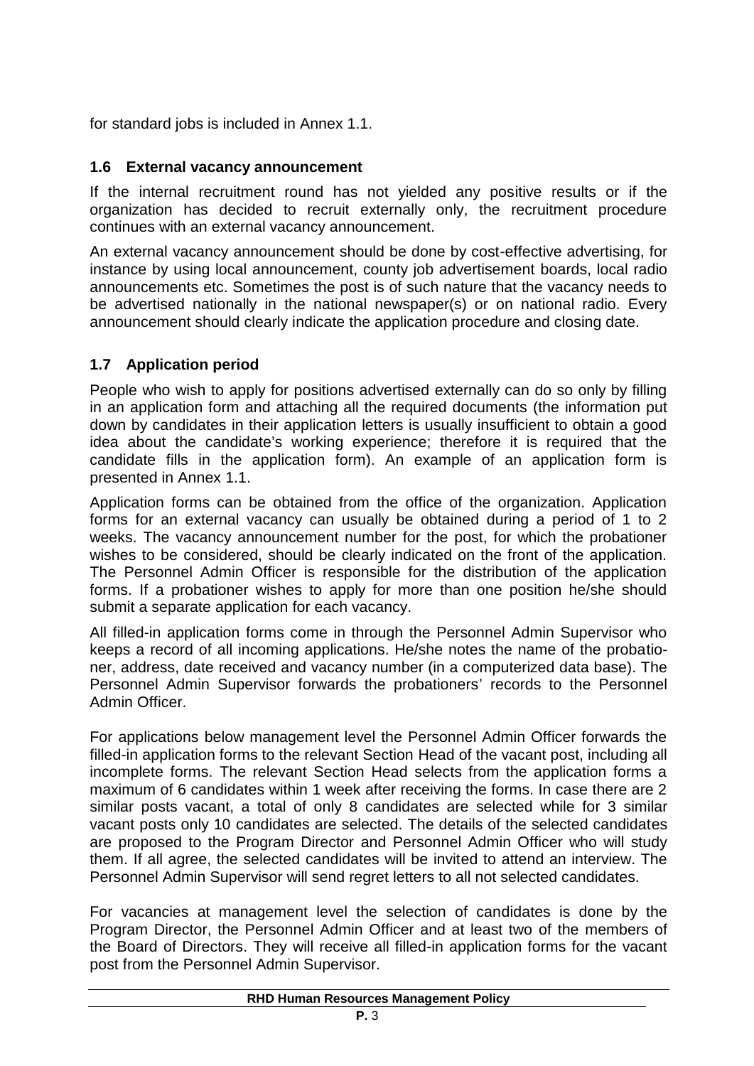for standard jobs is included in Annex 1.1.

### 1.6 External vacancy announcement

If the internal recruitment round has not yielded any positive results or if the organization has decided to recruit externally only, the recruitment procedure continues with an external vacancy announcement.

An external vacancy announcement should be done by cost-effective advertising, for instance by using local announcement, county job advertisement boards, local radio announcements etc. Sometimes the post is of such nature that the vacancy needs to be advertised nationally in the national newspaper(s) or on national radio. Every announcement should clearly indicate the application procedure and closing date.

### 1.7 Application period

People who wish to apply for positions advertised externally can do so only by filling in an application form and attaching all the required documents (the information put down by candidates in their application letters is usually insufficient to obtain a good idea about the candidate's working experience; therefore it is required that the candidate fills in the application form). An example of an application form is presented in Annex 1.1.

Application forms can be obtained from the office of the organization. Application forms for an external vacancy can usually be obtained during a period of 1 to 2 weeks. The vacancy announcement number for the post, for which the probationer wishes to be considered, should be clearly indicated on the front of the application. The Personnel Admin Officer is responsible for the distribution of the application forms. If a probationer wishes to apply for more than one position he/she should submit a separate application for each vacancy.

All filled-in application forms come in through the Personnel Admin Supervisor who keeps a record of all incoming applications. He/she notes the name of the probationer, address, date received and vacancy number (in a computerized data base). The Personnel Admin Supervisor forwards the probationers' records to the Personnel Admin Officer.

For applications below management level the Personnel Admin Officer forwards the filled-in application forms to the relevant Section Head of the vacant post, including all incomplete forms. The relevant Section Head selects from the application forms a maximum of 6 candidates within 1 week after receiving the forms. In case there are 2 similar posts vacant, a total of only 8 candidates are selected while for 3 similar vacant posts only 10 candidates are selected. The details of the selected candidates are proposed to the Program Director and Personnel Admin Officer who will study them. If all agree, the selected candidates will be invited to attend an interview. The Personnel Admin Supervisor will send regret letters to all not selected candidates.

For vacancies at management level the selection of candidates is done by the Program Director, the Personnel Admin Officer and at least two of the members of the Board of Directors. They will receive all filled-in application forms for the vacant post from the Personnel Admin Supervisor.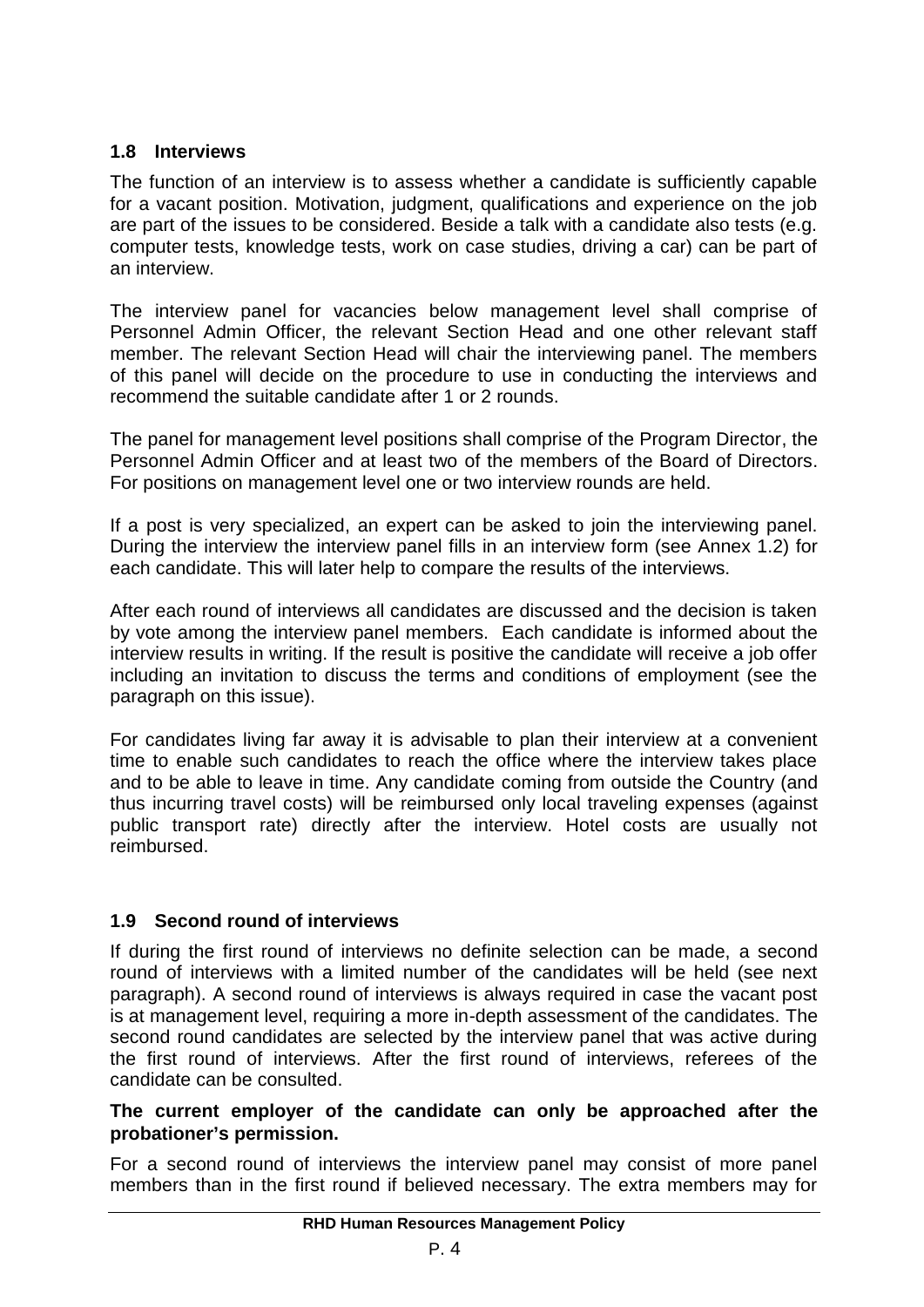### 1.8 Interviews

The function of an interview is to assess whether a candidate is sufficiently capable for a vacant position. Motivation, judgment, qualifications and experience on the job are part of the issues to be considered. Beside a talk with a candidate also tests (e.g. computer tests, knowledge tests, work on case studies, driving a car) can be part of an interview.

The interview panel for vacancies below management level shall comprise of Personnel Admin Officer, the relevant Section Head and one other relevant staff member. The relevant Section Head will chair the interviewing panel. The members of this panel will decide on the procedure to use in conducting the interviews and recommend the suitable candidate after 1 or 2 rounds.

The panel for management level positions shall comprise of the Program Director, the Personnel Admin Officer and at least two of the members of the Board of Directors. For positions on management level one or two interview rounds are held.

If a post is very specialized, an expert can be asked to join the interviewing panel. During the interview the interview panel fills in an interview form (see Annex 1.2) for each candidate. This will later help to compare the results of the interviews.

After each round of interviews all candidates are discussed and the decision is taken by vote among the interview panel members. Each candidate is informed about the interview results in writing. If the result is positive the candidate will receive a job offer including an invitation to discuss the terms and conditions of employment (see the paragraph on this issue).

For candidates living far away it is advisable to plan their interview at a convenient time to enable such candidates to reach the office where the interview takes place and to be able to leave in time. Any candidate coming from outside the Country (and thus incurring travel costs) will be reimbursed only local traveling expenses (against public transport rate) directly after the interview. Hotel costs are usually not reimbursed.

### 1.9 Second round of interviews

If during the first round of interviews no definite selection can be made, a second round of interviews with a limited number of the candidates will be held (see next paragraph). A second round of interviews is always required in case the vacant post is at management level, requiring a more in-depth assessment of the candidates. The second round candidates are selected by the interview panel that was active during the first round of interviews. After the first round of interviews, referees of the candidate can be consulted.

**The current employer of the candidate can only be approached after the probationer's permission.**

For a second round of interviews the interview panel may consist of more panel members than in the first round if believed necessary. The extra members may for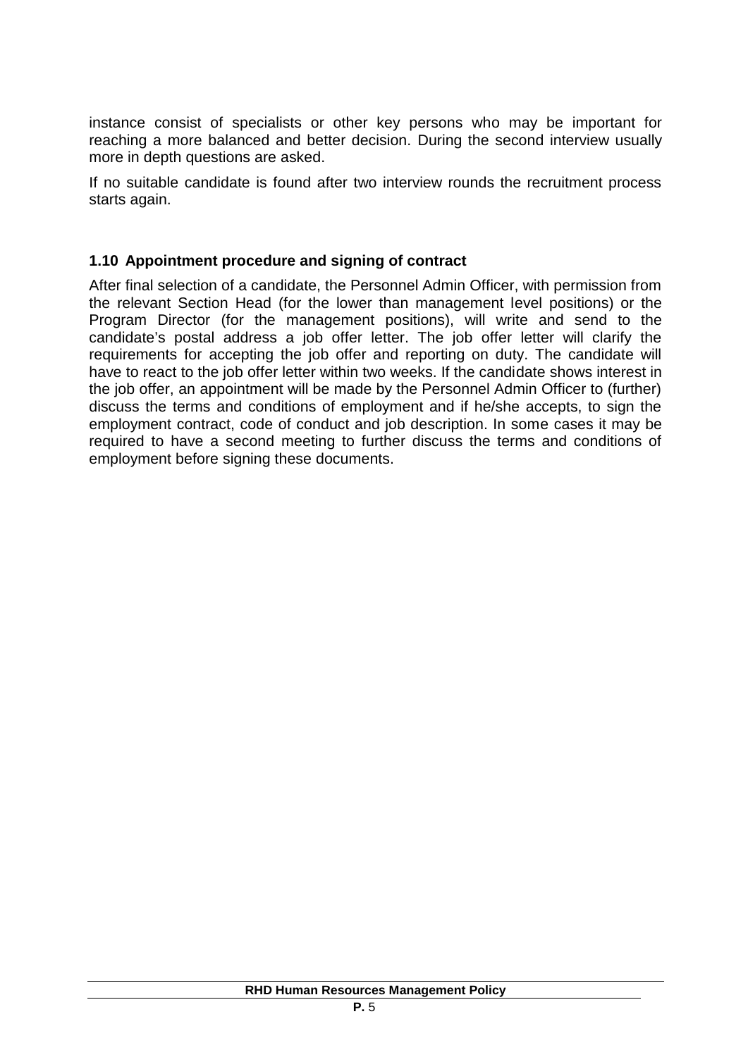instance consist of specialists or other key persons who may be important for reaching a more balanced and better decision. During the second interview usually more in depth questions are asked.

If no suitable candidate is found after two interview rounds the recruitment process starts again.

### 1.10 Appointment procedure and signing of contract

After final selection of a candidate, the Personnel Admin Officer, with permission from the relevant Section Head (for the lower than management level positions) or the Program Director (for the management positions), will write and send to the candidate's postal address a job offer letter. The job offer letter will clarify the requirements for accepting the job offer and reporting on duty. The candidate will have to react to the job offer letter within two weeks. If the candidate shows interest in the job offer, an appointment will be made by the Personnel Admin Officer to (further) discuss the terms and conditions of employment and if he/she accepts, to sign the employment contract, code of conduct and job description. In some cases it may be required to have a second meeting to further discuss the terms and conditions of employment before signing these documents.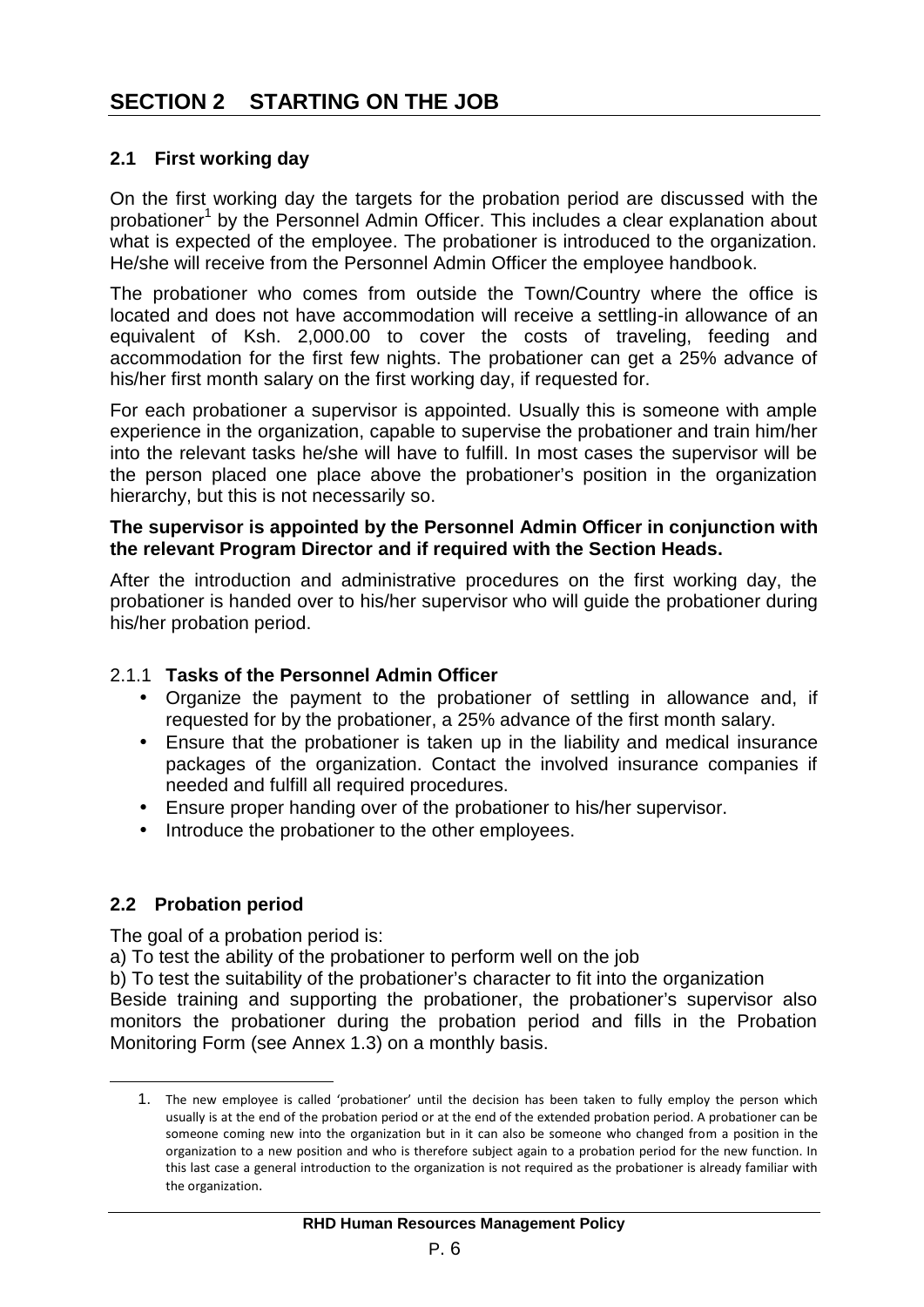# SECTION 2 STARTING ON THE JOB

## 2.1 First working day

On the first working day the targets for the probation period are discussed with the probationer[1] by the Personnel Admin Officer. This includes a clear explanation about what is expected of the employee. The probationer is introduced to the organization. He/she will receive from the Personnel Admin Officer the employee handbook.

The probationer who comes from outside the Town/Country where the office is located and does not have accommodation will receive a settling-in allowance of an equivalent of Ksh. 2,000.00 to cover the costs of traveling, feeding and accommodation for the first few nights. The probationer can get a 25% advance of his/her first month salary on the first working day, if requested for.

For each probationer a supervisor is appointed. Usually this is someone with ample experience in the organization, capable to supervise the probationer and train him/her into the relevant tasks he/she will have to fulfill. In most cases the supervisor will be the person placed one place above the probationer's position in the organization hierarchy, but this is not necessarily so.

**The supervisor is appointed by the Personnel Admin Officer in conjunction with the relevant Program Director and if required with the Section Heads.**

After the introduction and administrative procedures on the first working day, the probationer is handed over to his/her supervisor who will guide the probationer during his/her probation period.

### 2.1.1 Tasks of the Personnel Admin Officer

- Organize the payment to the probationer of settling in allowance and, if requested for by the probationer, a 25% advance of the first month salary.
- Ensure that the probationer is taken up in the liability and medical insurance packages of the organization. Contact the involved insurance companies if needed and fulfill all required procedures.
- Ensure proper handing over of the probationer to his/her supervisor.
- Introduce the probationer to the other employees.

## 2.2 Probation period

The goal of a probation period is:

a) To test the ability of the probationer to perform well on the job

b) To test the suitability of the probationer's character to fit into the organization

Beside training and supporting the probationer, the probationer's supervisor also monitors the probationer during the probation period and fills in the Probation Monitoring Form (see Annex 1.3) on a monthly basis.

---

1. The new employee is called 'probationer' until the decision has been taken to fully employ the person which usually is at the end of the probation period or at the end of the extended probation period. A probationer can be someone coming new into the organization but in it can also be someone who changed from a position in the organization to a new position and who is therefore subject again to a probation period for the new function. In this last case a general introduction to the organization is not required as the probationer is already familiar with the organization.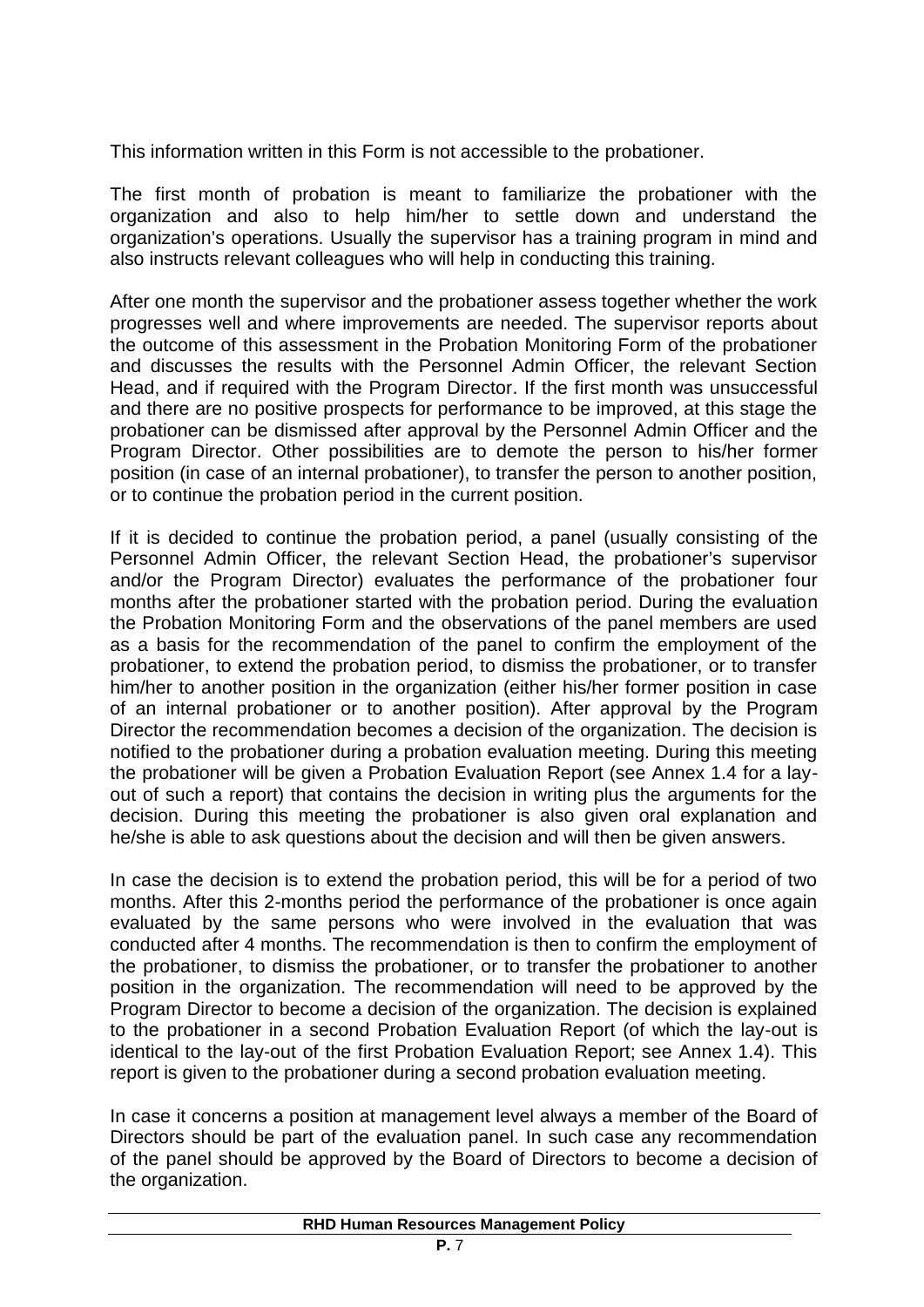This information written in this Form is not accessible to the probationer.

The first month of probation is meant to familiarize the probationer with the organization and also to help him/her to settle down and understand the organization's operations. Usually the supervisor has a training program in mind and also instructs relevant colleagues who will help in conducting this training.

After one month the supervisor and the probationer assess together whether the work progresses well and where improvements are needed. The supervisor reports about the outcome of this assessment in the Probation Monitoring Form of the probationer and discusses the results with the Personnel Admin Officer, the relevant Section Head, and if required with the Program Director. If the first month was unsuccessful and there are no positive prospects for performance to be improved, at this stage the probationer can be dismissed after approval by the Personnel Admin Officer and the Program Director. Other possibilities are to demote the person to his/her former position (in case of an internal probationer), to transfer the person to another position, or to continue the probation period in the current position.

If it is decided to continue the probation period, a panel (usually consisting of the Personnel Admin Officer, the relevant Section Head, the probationer's supervisor and/or the Program Director) evaluates the performance of the probationer four months after the probationer started with the probation period. During the evaluation the Probation Monitoring Form and the observations of the panel members are used as a basis for the recommendation of the panel to confirm the employment of the probationer, to extend the probation period, to dismiss the probationer, or to transfer him/her to another position in the organization (either his/her former position in case of an internal probationer or to another position). After approval by the Program Director the recommendation becomes a decision of the organization. The decision is notified to the probationer during a probation evaluation meeting. During this meeting the probationer will be given a Probation Evaluation Report (see Annex 1.4 for a lay-out of such a report) that contains the decision in writing plus the arguments for the decision. During this meeting the probationer is also given oral explanation and he/she is able to ask questions about the decision and will then be given answers.

In case the decision is to extend the probation period, this will be for a period of two months. After this 2-months period the performance of the probationer is once again evaluated by the same persons who were involved in the evaluation that was conducted after 4 months. The recommendation is then to confirm the employment of the probationer, to dismiss the probationer, or to transfer the probationer to another position in the organization. The recommendation will need to be approved by the Program Director to become a decision of the organization. The decision is explained to the probationer in a second Probation Evaluation Report (of which the lay-out is identical to the lay-out of the first Probation Evaluation Report; see Annex 1.4). This report is given to the probationer during a second probation evaluation meeting.

In case it concerns a position at management level always a member of the Board of Directors should be part of the evaluation panel. In such case any recommendation of the panel should be approved by the Board of Directors to become a decision of the organization.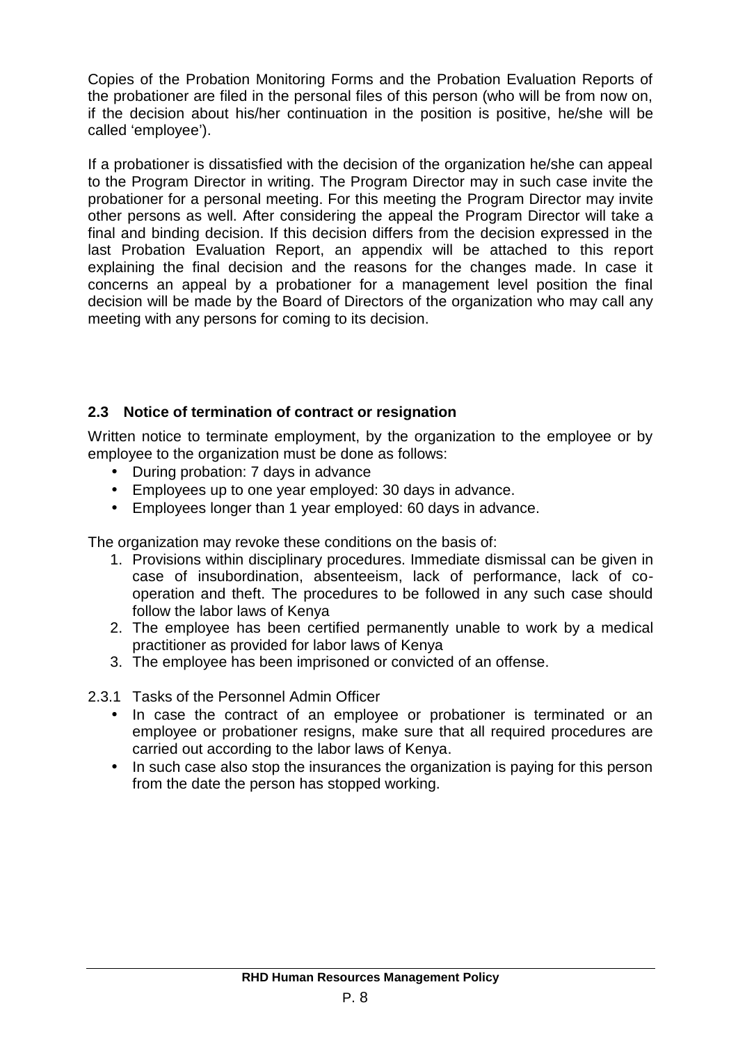Copies of the Probation Monitoring Forms and the Probation Evaluation Reports of the probationer are filed in the personal files of this person (who will be from now on, if the decision about his/her continuation in the position is positive, he/she will be called 'employee').

If a probationer is dissatisfied with the decision of the organization he/she can appeal to the Program Director in writing. The Program Director may in such case invite the probationer for a personal meeting. For this meeting the Program Director may invite other persons as well. After considering the appeal the Program Director will take a final and binding decision. If this decision differs from the decision expressed in the last Probation Evaluation Report, an appendix will be attached to this report explaining the final decision and the reasons for the changes made. In case it concerns an appeal by a probationer for a management level position the final decision will be made by the Board of Directors of the organization who may call any meeting with any persons for coming to its decision.

### 2.3 Notice of termination of contract or resignation

Written notice to terminate employment, by the organization to the employee or by employee to the organization must be done as follows:

- During probation: 7 days in advance
- Employees up to one year employed: 30 days in advance.
- Employees longer than 1 year employed: 60 days in advance.

The organization may revoke these conditions on the basis of:

1. Provisions within disciplinary procedures. Immediate dismissal can be given in case of insubordination, absenteeism, lack of performance, lack of co-operation and theft. The procedures to be followed in any such case should follow the labor laws of Kenya
2. The employee has been certified permanently unable to work by a medical practitioner as provided for labor laws of Kenya
3. The employee has been imprisoned or convicted of an offense.

2.3.1 Tasks of the Personnel Admin Officer

- In case the contract of an employee or probationer is terminated or an employee or probationer resigns, make sure that all required procedures are carried out according to the labor laws of Kenya.
- In such case also stop the insurances the organization is paying for this person from the date the person has stopped working.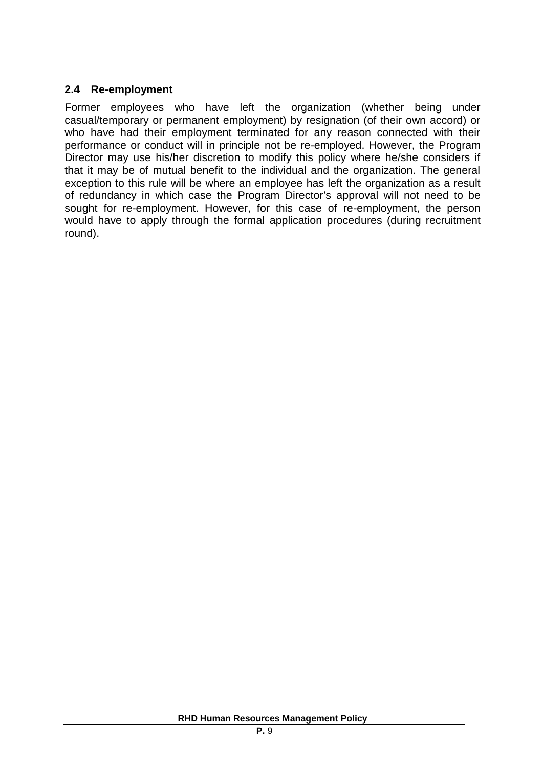### 2.4 Re-employment

Former employees who have left the organization (whether being under casual/temporary or permanent employment) by resignation (of their own accord) or who have had their employment terminated for any reason connected with their performance or conduct will in principle not be re-employed. However, the Program Director may use his/her discretion to modify this policy where he/she considers if that it may be of mutual benefit to the individual and the organization. The general exception to this rule will be where an employee has left the organization as a result of redundancy in which case the Program Director's approval will not need to be sought for re-employment. However, for this case of re-employment, the person would have to apply through the formal application procedures (during recruitment round).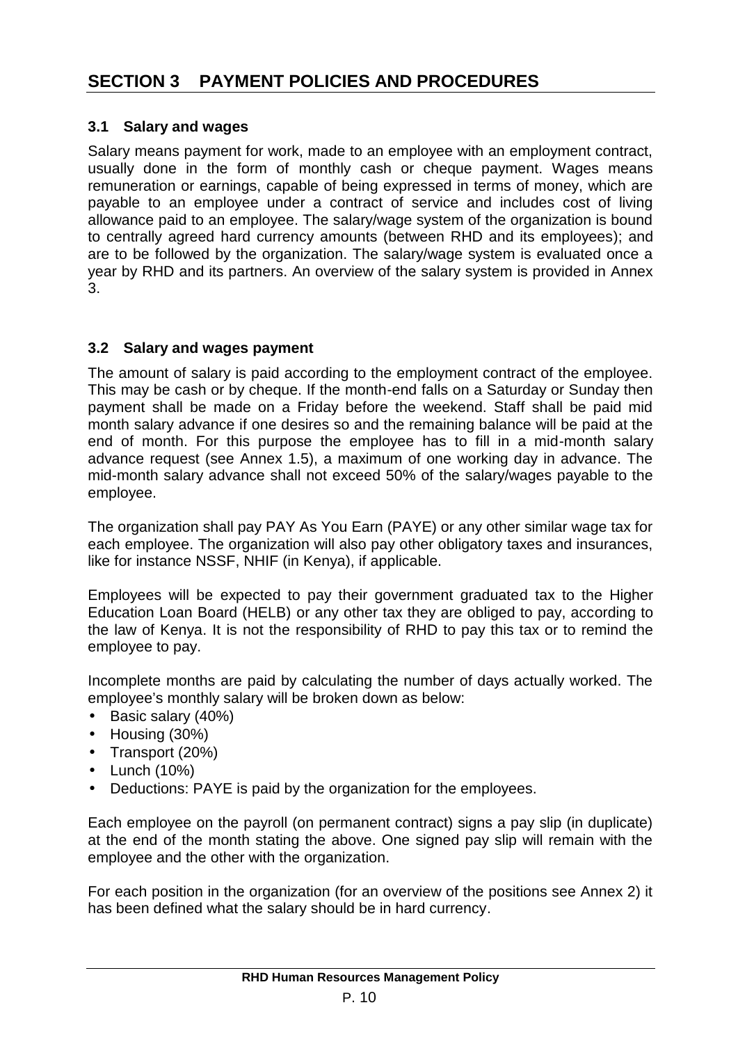# SECTION 3 PAYMENT POLICIES AND PROCEDURES

### 3.1 Salary and wages

Salary means payment for work, made to an employee with an employment contract, usually done in the form of monthly cash or cheque payment. Wages means remuneration or earnings, capable of being expressed in terms of money, which are payable to an employee under a contract of service and includes cost of living allowance paid to an employee. The salary/wage system of the organization is bound to centrally agreed hard currency amounts (between RHD and its employees); and are to be followed by the organization. The salary/wage system is evaluated once a year by RHD and its partners. An overview of the salary system is provided in Annex 3.

### 3.2 Salary and wages payment

The amount of salary is paid according to the employment contract of the employee. This may be cash or by cheque. If the month-end falls on a Saturday or Sunday then payment shall be made on a Friday before the weekend. Staff shall be paid mid month salary advance if one desires so and the remaining balance will be paid at the end of month. For this purpose the employee has to fill in a mid-month salary advance request (see Annex 1.5), a maximum of one working day in advance. The mid-month salary advance shall not exceed 50% of the salary/wages payable to the employee.

The organization shall pay PAY As You Earn (PAYE) or any other similar wage tax for each employee. The organization will also pay other obligatory taxes and insurances, like for instance NSSF, NHIF (in Kenya), if applicable.

Employees will be expected to pay their government graduated tax to the Higher Education Loan Board (HELB) or any other tax they are obliged to pay, according to the law of Kenya. It is not the responsibility of RHD to pay this tax or to remind the employee to pay.

Incomplete months are paid by calculating the number of days actually worked. The employee's monthly salary will be broken down as below:

- Basic salary (40%)
- Housing (30%)
- Transport (20%)
- Lunch (10%)
- Deductions: PAYE is paid by the organization for the employees.

Each employee on the payroll (on permanent contract) signs a pay slip (in duplicate) at the end of the month stating the above. One signed pay slip will remain with the employee and the other with the organization.

For each position in the organization (for an overview of the positions see Annex 2) it has been defined what the salary should be in hard currency.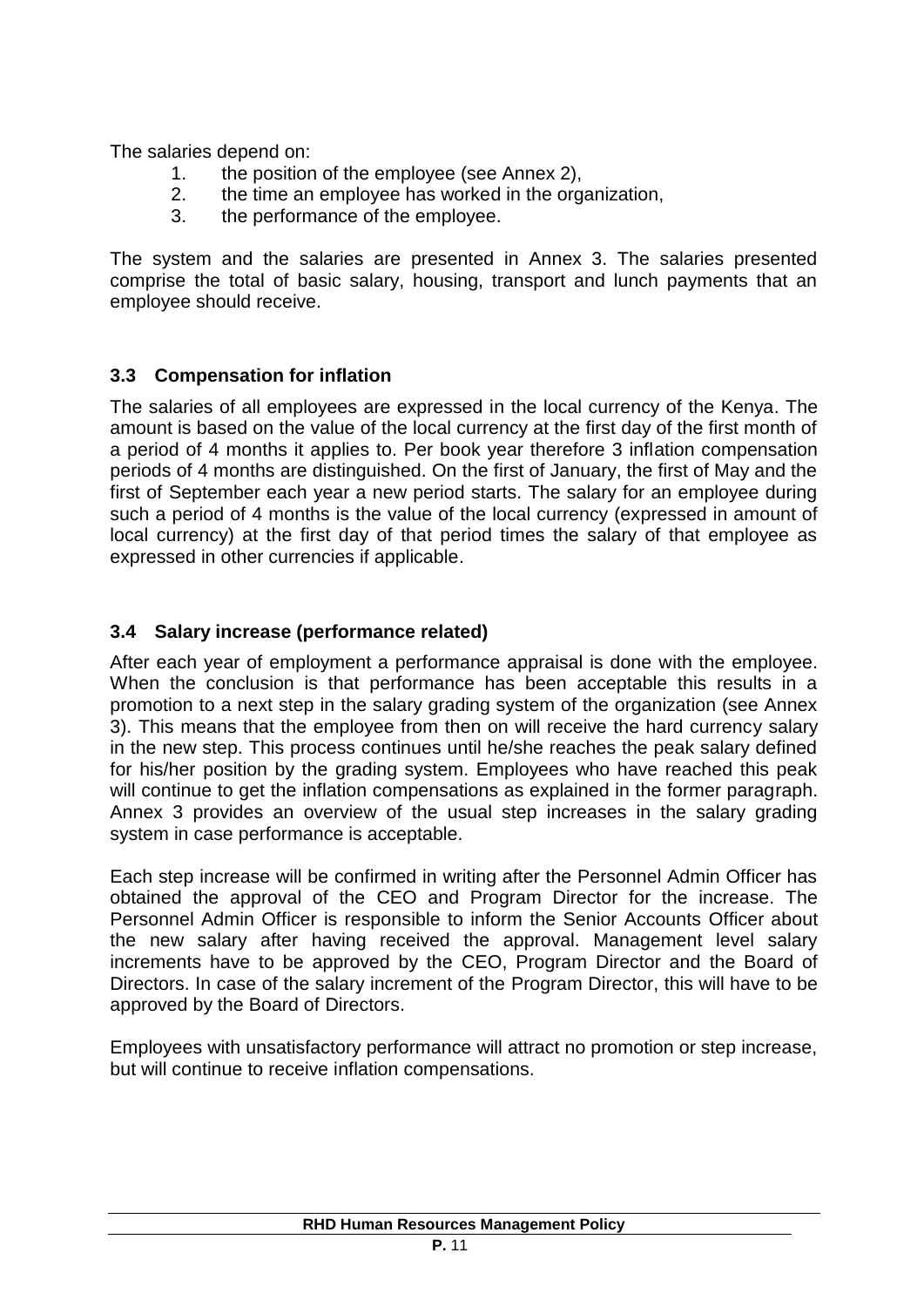The salaries depend on:

1. the position of the employee (see Annex 2),
2. the time an employee has worked in the organization,
3. the performance of the employee.

The system and the salaries are presented in Annex 3. The salaries presented comprise the total of basic salary, housing, transport and lunch payments that an employee should receive.

### 3.3 Compensation for inflation

The salaries of all employees are expressed in the local currency of the Kenya. The amount is based on the value of the local currency at the first day of the first month of a period of 4 months it applies to. Per book year therefore 3 inflation compensation periods of 4 months are distinguished. On the first of January, the first of May and the first of September each year a new period starts. The salary for an employee during such a period of 4 months is the value of the local currency (expressed in amount of local currency) at the first day of that period times the salary of that employee as expressed in other currencies if applicable.

### 3.4 Salary increase (performance related)

After each year of employment a performance appraisal is done with the employee. When the conclusion is that performance has been acceptable this results in a promotion to a next step in the salary grading system of the organization (see Annex 3). This means that the employee from then on will receive the hard currency salary in the new step. This process continues until he/she reaches the peak salary defined for his/her position by the grading system. Employees who have reached this peak will continue to get the inflation compensations as explained in the former paragraph. Annex 3 provides an overview of the usual step increases in the salary grading system in case performance is acceptable.

Each step increase will be confirmed in writing after the Personnel Admin Officer has obtained the approval of the CEO and Program Director for the increase. The Personnel Admin Officer is responsible to inform the Senior Accounts Officer about the new salary after having received the approval. Management level salary increments have to be approved by the CEO, Program Director and the Board of Directors. In case of the salary increment of the Program Director, this will have to be approved by the Board of Directors.

Employees with unsatisfactory performance will attract no promotion or step increase, but will continue to receive inflation compensations.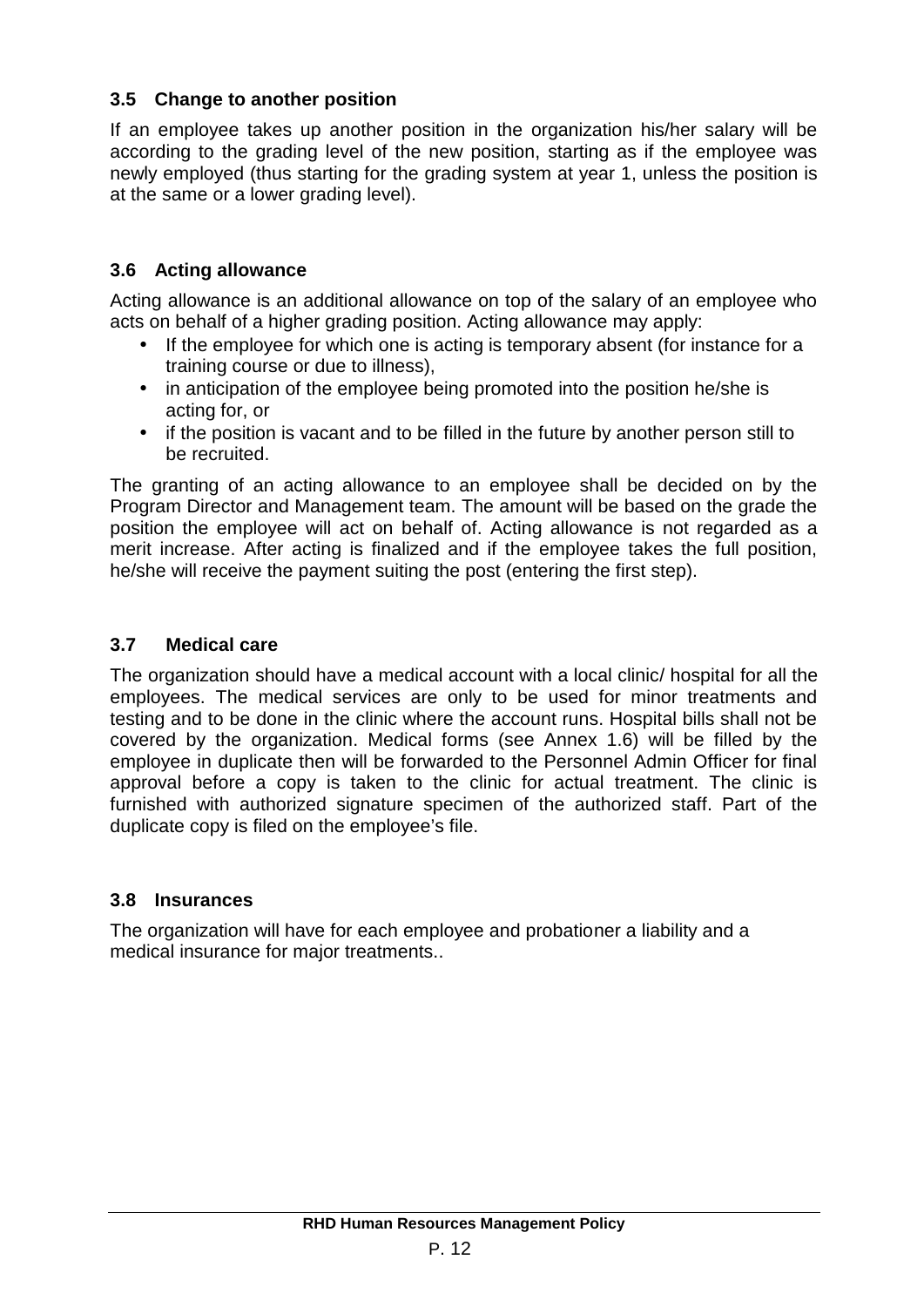### 3.5 Change to another position

If an employee takes up another position in the organization his/her salary will be according to the grading level of the new position, starting as if the employee was newly employed (thus starting for the grading system at year 1, unless the position is at the same or a lower grading level).

### 3.6 Acting allowance

Acting allowance is an additional allowance on top of the salary of an employee who acts on behalf of a higher grading position. Acting allowance may apply:

- If the employee for which one is acting is temporary absent (for instance for a training course or due to illness),
- in anticipation of the employee being promoted into the position he/she is acting for, or
- if the position is vacant and to be filled in the future by another person still to be recruited.

The granting of an acting allowance to an employee shall be decided on by the Program Director and Management team. The amount will be based on the grade the position the employee will act on behalf of. Acting allowance is not regarded as a merit increase. After acting is finalized and if the employee takes the full position, he/she will receive the payment suiting the post (entering the first step).

### 3.7 Medical care

The organization should have a medical account with a local clinic/ hospital for all the employees. The medical services are only to be used for minor treatments and testing and to be done in the clinic where the account runs. Hospital bills shall not be covered by the organization. Medical forms (see Annex 1.6) will be filled by the employee in duplicate then will be forwarded to the Personnel Admin Officer for final approval before a copy is taken to the clinic for actual treatment. The clinic is furnished with authorized signature specimen of the authorized staff. Part of the duplicate copy is filed on the employee's file.

### 3.8 Insurances

The organization will have for each employee and probationer a liability and a medical insurance for major treatments..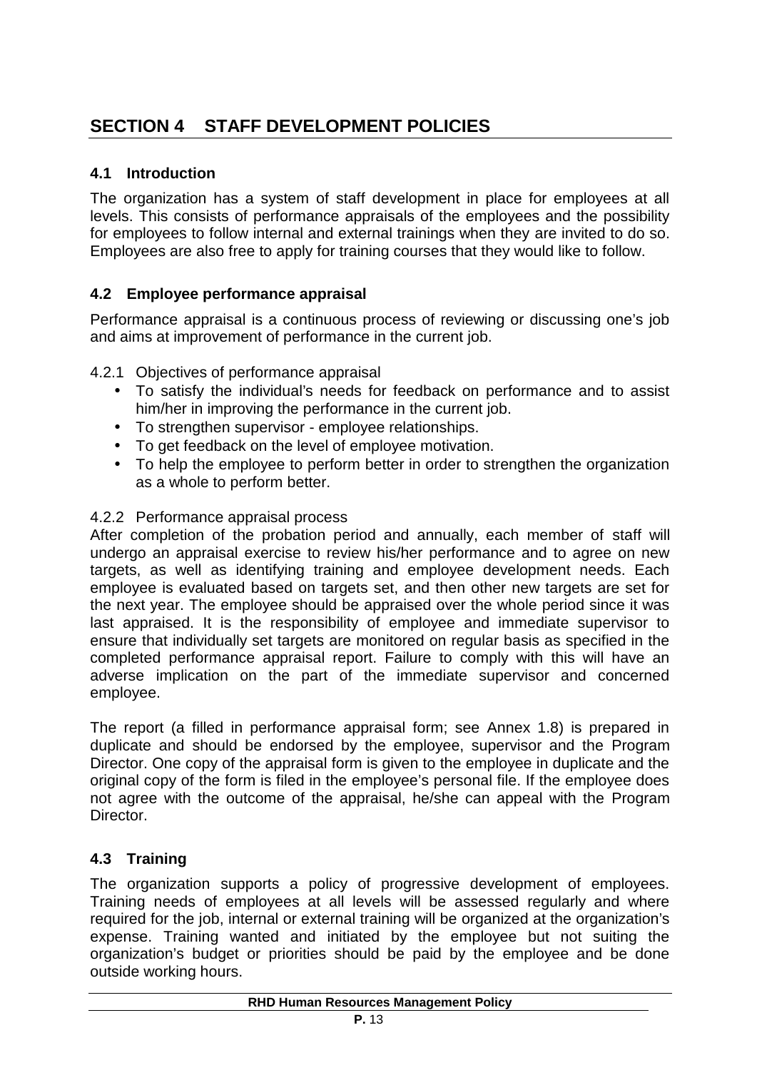# SECTION 4 STAFF DEVELOPMENT POLICIES

## 4.1 Introduction

The organization has a system of staff development in place for employees at all levels. This consists of performance appraisals of the employees and the possibility for employees to follow internal and external trainings when they are invited to do so. Employees are also free to apply for training courses that they would like to follow.

## 4.2 Employee performance appraisal

Performance appraisal is a continuous process of reviewing or discussing one's job and aims at improvement of performance in the current job.

4.2.1 Objectives of performance appraisal

- To satisfy the individual's needs for feedback on performance and to assist him/her in improving the performance in the current job.
- To strengthen supervisor - employee relationships.
- To get feedback on the level of employee motivation.
- To help the employee to perform better in order to strengthen the organization as a whole to perform better.

4.2.2 Performance appraisal process

After completion of the probation period and annually, each member of staff will undergo an appraisal exercise to review his/her performance and to agree on new targets, as well as identifying training and employee development needs. Each employee is evaluated based on targets set, and then other new targets are set for the next year. The employee should be appraised over the whole period since it was last appraised. It is the responsibility of employee and immediate supervisor to ensure that individually set targets are monitored on regular basis as specified in the completed performance appraisal report. Failure to comply with this will have an adverse implication on the part of the immediate supervisor and concerned employee.

The report (a filled in performance appraisal form; see Annex 1.8) is prepared in duplicate and should be endorsed by the employee, supervisor and the Program Director. One copy of the appraisal form is given to the employee in duplicate and the original copy of the form is filed in the employee's personal file. If the employee does not agree with the outcome of the appraisal, he/she can appeal with the Program Director.

## 4.3 Training

The organization supports a policy of progressive development of employees. Training needs of employees at all levels will be assessed regularly and where required for the job, internal or external training will be organized at the organization's expense. Training wanted and initiated by the employee but not suiting the organization's budget or priorities should be paid by the employee and be done outside working hours.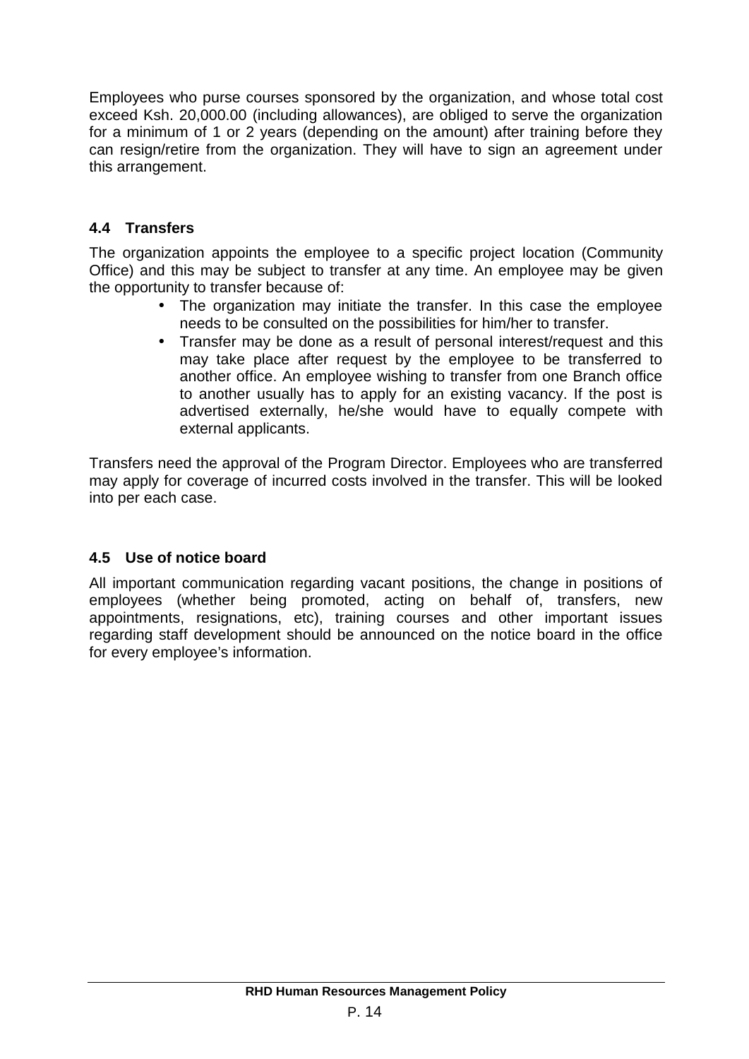Employees who purse courses sponsored by the organization, and whose total cost exceed Ksh. 20,000.00 (including allowances), are obliged to serve the organization for a minimum of 1 or 2 years (depending on the amount) after training before they can resign/retire from the organization. They will have to sign an agreement under this arrangement.

### 4.4 Transfers

The organization appoints the employee to a specific project location (Community Office) and this may be subject to transfer at any time. An employee may be given the opportunity to transfer because of:

- The organization may initiate the transfer. In this case the employee needs to be consulted on the possibilities for him/her to transfer.
- Transfer may be done as a result of personal interest/request and this may take place after request by the employee to be transferred to another office. An employee wishing to transfer from one Branch office to another usually has to apply for an existing vacancy. If the post is advertised externally, he/she would have to equally compete with external applicants.

Transfers need the approval of the Program Director. Employees who are transferred may apply for coverage of incurred costs involved in the transfer. This will be looked into per each case.

### 4.5 Use of notice board

All important communication regarding vacant positions, the change in positions of employees (whether being promoted, acting on behalf of, transfers, new appointments, resignations, etc), training courses and other important issues regarding staff development should be announced on the notice board in the office for every employee's information.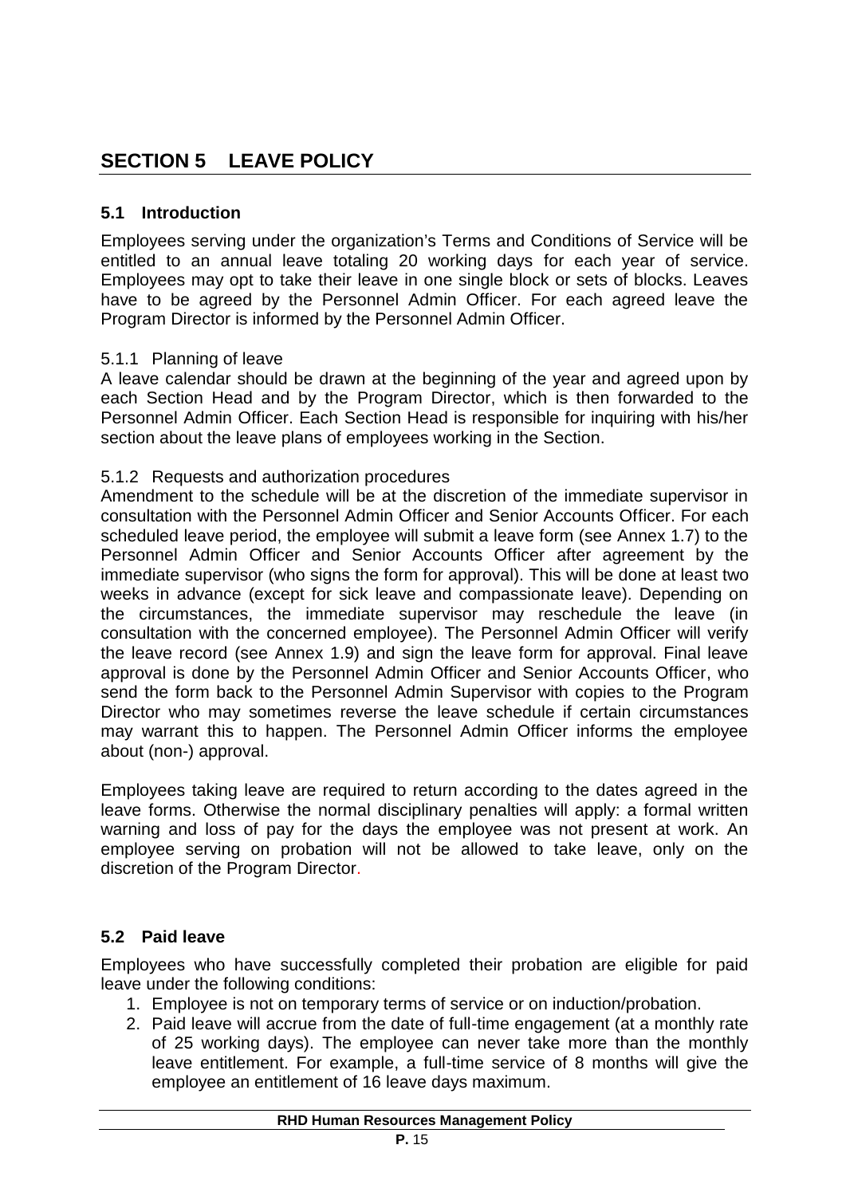# SECTION 5 LEAVE POLICY

## 5.1 Introduction

Employees serving under the organization's Terms and Conditions of Service will be entitled to an annual leave totaling 20 working days for each year of service. Employees may opt to take their leave in one single block or sets of blocks. Leaves have to be agreed by the Personnel Admin Officer. For each agreed leave the Program Director is informed by the Personnel Admin Officer.

### 5.1.1 Planning of leave

A leave calendar should be drawn at the beginning of the year and agreed upon by each Section Head and by the Program Director, which is then forwarded to the Personnel Admin Officer. Each Section Head is responsible for inquiring with his/her section about the leave plans of employees working in the Section.

### 5.1.2 Requests and authorization procedures

Amendment to the schedule will be at the discretion of the immediate supervisor in consultation with the Personnel Admin Officer and Senior Accounts Officer. For each scheduled leave period, the employee will submit a leave form (see Annex 1.7) to the Personnel Admin Officer and Senior Accounts Officer after agreement by the immediate supervisor (who signs the form for approval). This will be done at least two weeks in advance (except for sick leave and compassionate leave). Depending on the circumstances, the immediate supervisor may reschedule the leave (in consultation with the concerned employee). The Personnel Admin Officer will verify the leave record (see Annex 1.9) and sign the leave form for approval. Final leave approval is done by the Personnel Admin Officer and Senior Accounts Officer, who send the form back to the Personnel Admin Supervisor with copies to the Program Director who may sometimes reverse the leave schedule if certain circumstances may warrant this to happen. The Personnel Admin Officer informs the employee about (non-) approval.

Employees taking leave are required to return according to the dates agreed in the leave forms. Otherwise the normal disciplinary penalties will apply: a formal written warning and loss of pay for the days the employee was not present at work. An employee serving on probation will not be allowed to take leave, only on the discretion of the Program Director.

## 5.2 Paid leave

Employees who have successfully completed their probation are eligible for paid leave under the following conditions:

1. Employee is not on temporary terms of service or on induction/probation.
2. Paid leave will accrue from the date of full-time engagement (at a monthly rate of 25 working days). The employee can never take more than the monthly leave entitlement. For example, a full-time service of 8 months will give the employee an entitlement of 16 leave days maximum.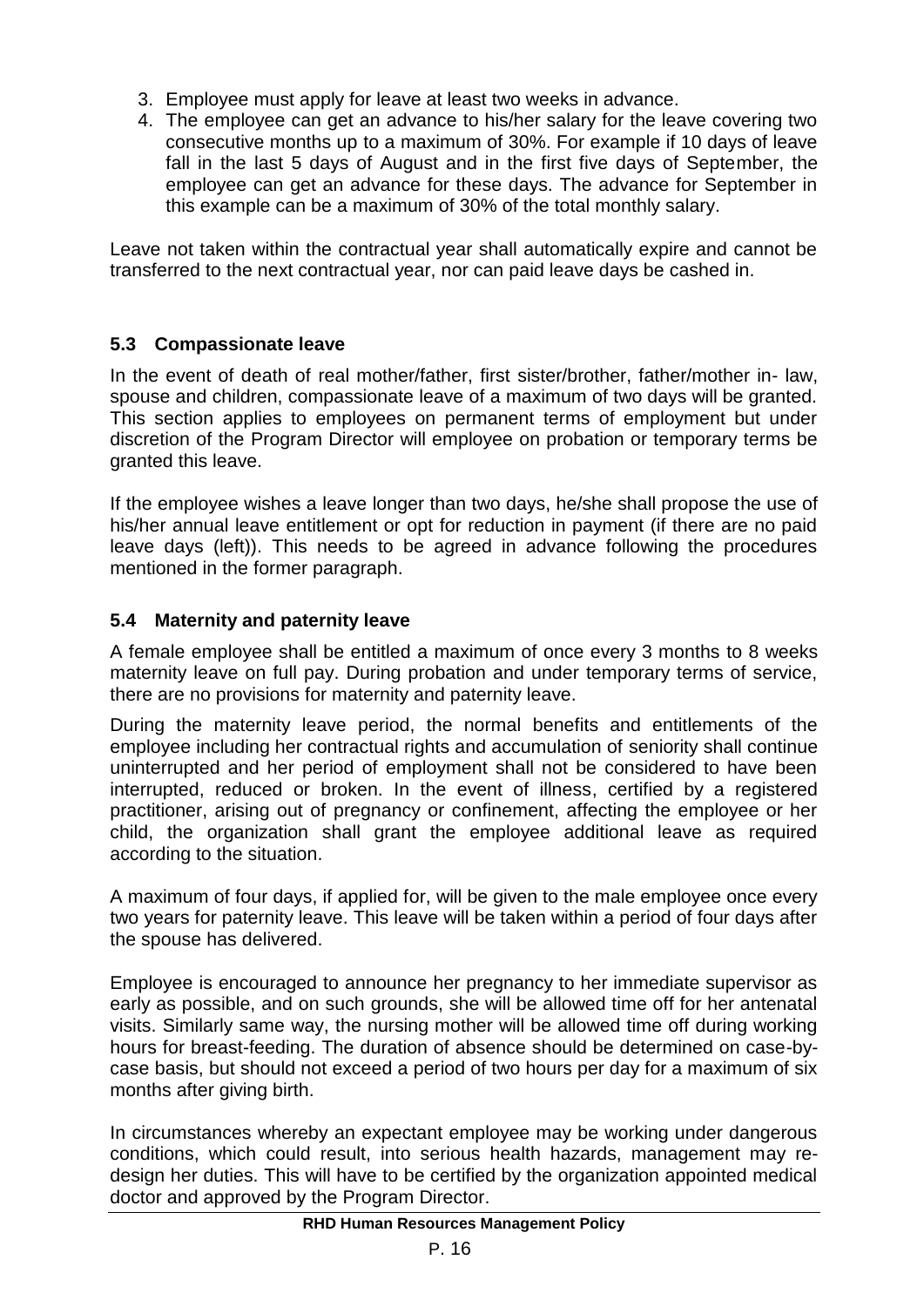3. Employee must apply for leave at least two weeks in advance.
4. The employee can get an advance to his/her salary for the leave covering two consecutive months up to a maximum of 30%. For example if 10 days of leave fall in the last 5 days of August and in the first five days of September, the employee can get an advance for these days. The advance for September in this example can be a maximum of 30% of the total monthly salary.

Leave not taken within the contractual year shall automatically expire and cannot be transferred to the next contractual year, nor can paid leave days be cashed in.

### 5.3 Compassionate leave

In the event of death of real mother/father, first sister/brother, father/mother in- law, spouse and children, compassionate leave of a maximum of two days will be granted. This section applies to employees on permanent terms of employment but under discretion of the Program Director will employee on probation or temporary terms be granted this leave.

If the employee wishes a leave longer than two days, he/she shall propose the use of his/her annual leave entitlement or opt for reduction in payment (if there are no paid leave days (left)). This needs to be agreed in advance following the procedures mentioned in the former paragraph.

### 5.4 Maternity and paternity leave

A female employee shall be entitled a maximum of once every 3 months to 8 weeks maternity leave on full pay. During probation and under temporary terms of service, there are no provisions for maternity and paternity leave.

During the maternity leave period, the normal benefits and entitlements of the employee including her contractual rights and accumulation of seniority shall continue uninterrupted and her period of employment shall not be considered to have been interrupted, reduced or broken. In the event of illness, certified by a registered practitioner, arising out of pregnancy or confinement, affecting the employee or her child, the organization shall grant the employee additional leave as required according to the situation.

A maximum of four days, if applied for, will be given to the male employee once every two years for paternity leave. This leave will be taken within a period of four days after the spouse has delivered.

Employee is encouraged to announce her pregnancy to her immediate supervisor as early as possible, and on such grounds, she will be allowed time off for her antenatal visits. Similarly same way, the nursing mother will be allowed time off during working hours for breast-feeding. The duration of absence should be determined on case-by-case basis, but should not exceed a period of two hours per day for a maximum of six months after giving birth.

In circumstances whereby an expectant employee may be working under dangerous conditions, which could result, into serious health hazards, management may re-design her duties. This will have to be certified by the organization appointed medical doctor and approved by the Program Director.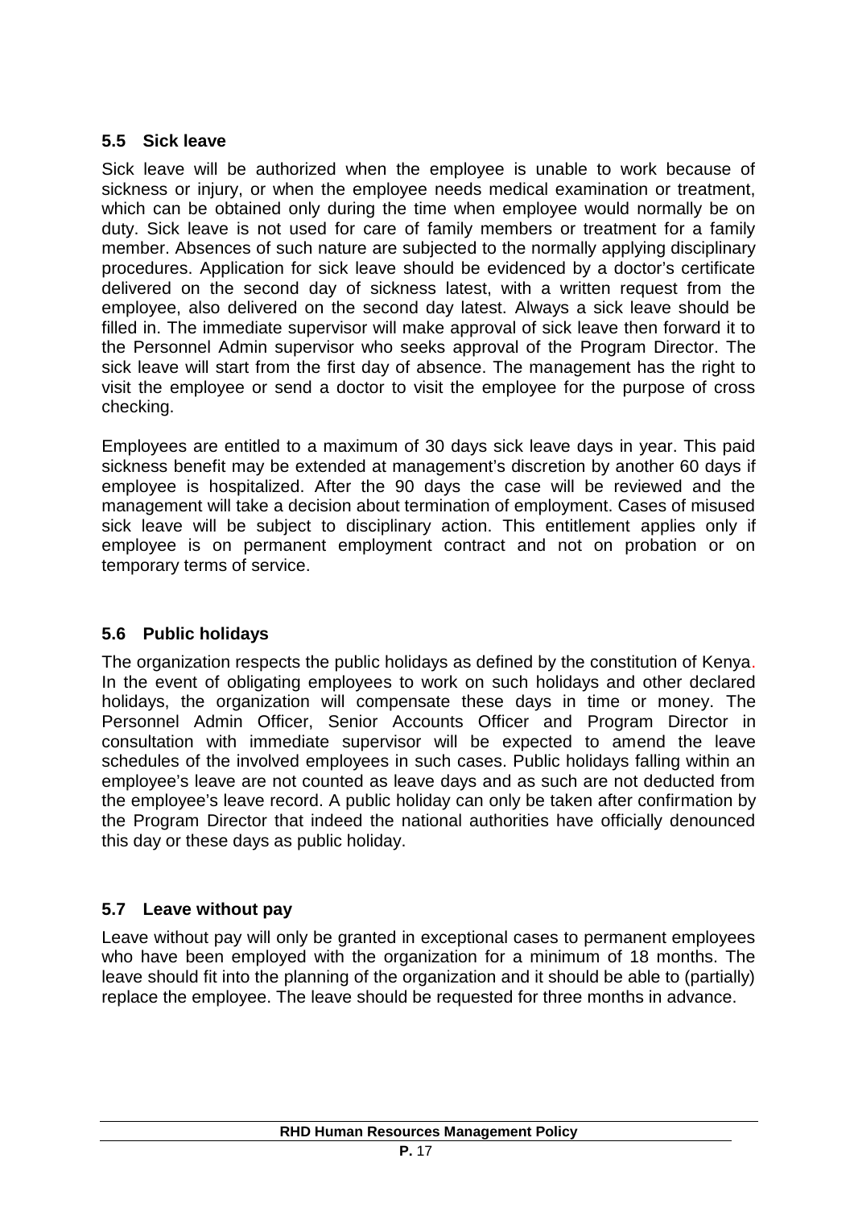## 5.5 Sick leave

Sick leave will be authorized when the employee is unable to work because of sickness or injury, or when the employee needs medical examination or treatment, which can be obtained only during the time when employee would normally be on duty. Sick leave is not used for care of family members or treatment for a family member. Absences of such nature are subjected to the normally applying disciplinary procedures. Application for sick leave should be evidenced by a doctor's certificate delivered on the second day of sickness latest, with a written request from the employee, also delivered on the second day latest. Always a sick leave should be filled in. The immediate supervisor will make approval of sick leave then forward it to the Personnel Admin supervisor who seeks approval of the Program Director. The sick leave will start from the first day of absence. The management has the right to visit the employee or send a doctor to visit the employee for the purpose of cross checking.

Employees are entitled to a maximum of 30 days sick leave days in year. This paid sickness benefit may be extended at management's discretion by another 60 days if employee is hospitalized. After the 90 days the case will be reviewed and the management will take a decision about termination of employment. Cases of misused sick leave will be subject to disciplinary action. This entitlement applies only if employee is on permanent employment contract and not on probation or on temporary terms of service.

## 5.6 Public holidays

The organization respects the public holidays as defined by the constitution of Kenya. In the event of obligating employees to work on such holidays and other declared holidays, the organization will compensate these days in time or money. The Personnel Admin Officer, Senior Accounts Officer and Program Director in consultation with immediate supervisor will be expected to amend the leave schedules of the involved employees in such cases. Public holidays falling within an employee's leave are not counted as leave days and as such are not deducted from the employee's leave record. A public holiday can only be taken after confirmation by the Program Director that indeed the national authorities have officially denounced this day or these days as public holiday.

## 5.7 Leave without pay

Leave without pay will only be granted in exceptional cases to permanent employees who have been employed with the organization for a minimum of 18 months. The leave should fit into the planning of the organization and it should be able to (partially) replace the employee. The leave should be requested for three months in advance.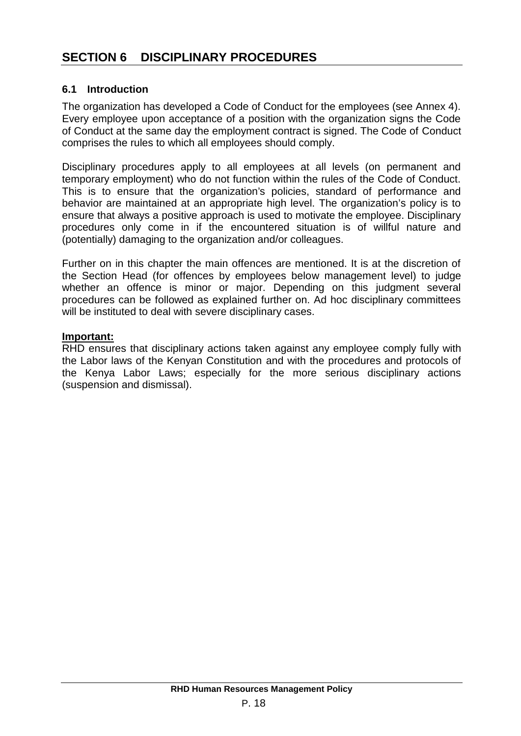# SECTION 6 DISCIPLINARY PROCEDURES

## 6.1 Introduction

The organization has developed a Code of Conduct for the employees (see Annex 4). Every employee upon acceptance of a position with the organization signs the Code of Conduct at the same day the employment contract is signed. The Code of Conduct comprises the rules to which all employees should comply.

Disciplinary procedures apply to all employees at all levels (on permanent and temporary employment) who do not function within the rules of the Code of Conduct. This is to ensure that the organization's policies, standard of performance and behavior are maintained at an appropriate high level. The organization's policy is to ensure that always a positive approach is used to motivate the employee. Disciplinary procedures only come in if the encountered situation is of willful nature and (potentially) damaging to the organization and/or colleagues.

Further on in this chapter the main offences are mentioned. It is at the discretion of the Section Head (for offences by employees below management level) to judge whether an offence is minor or major. Depending on this judgment several procedures can be followed as explained further on. Ad hoc disciplinary committees will be instituted to deal with severe disciplinary cases.

**Important:**
RHD ensures that disciplinary actions taken against any employee comply fully with the Labor laws of the Kenyan Constitution and with the procedures and protocols of the Kenya Labor Laws; especially for the more serious disciplinary actions (suspension and dismissal).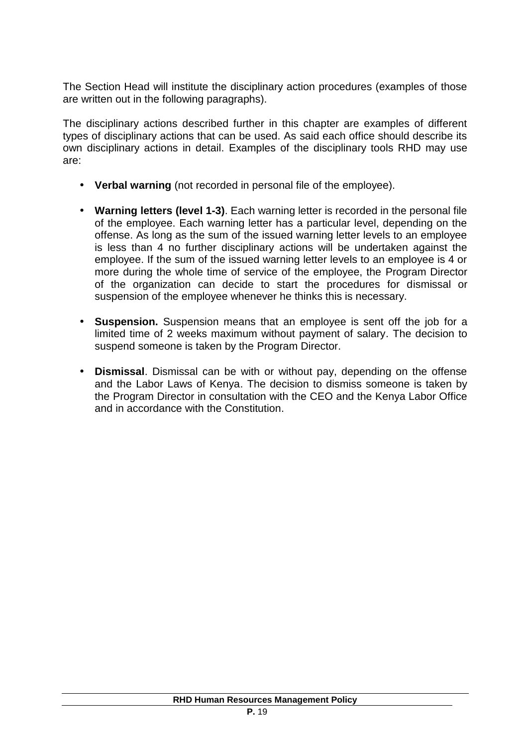The Section Head will institute the disciplinary action procedures (examples of those are written out in the following paragraphs).

The disciplinary actions described further in this chapter are examples of different types of disciplinary actions that can be used. As said each office should describe its own disciplinary actions in detail. Examples of the disciplinary tools RHD may use are:

- **Verbal warning** (not recorded in personal file of the employee).

- **Warning letters (level 1-3)**. Each warning letter is recorded in the personal file of the employee. Each warning letter has a particular level, depending on the offense. As long as the sum of the issued warning letter levels to an employee is less than 4 no further disciplinary actions will be undertaken against the employee. If the sum of the issued warning letter levels to an employee is 4 or more during the whole time of service of the employee, the Program Director of the organization can decide to start the procedures for dismissal or suspension of the employee whenever he thinks this is necessary.

- **Suspension.** Suspension means that an employee is sent off the job for a limited time of 2 weeks maximum without payment of salary. The decision to suspend someone is taken by the Program Director.

- **Dismissal**. Dismissal can be with or without pay, depending on the offense and the Labor Laws of Kenya. The decision to dismiss someone is taken by the Program Director in consultation with the CEO and the Kenya Labor Office and in accordance with the Constitution.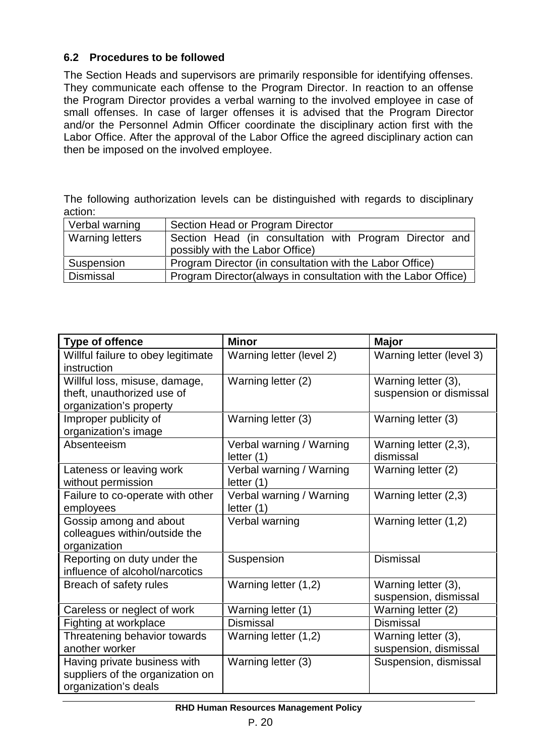### 6.2 Procedures to be followed

The Section Heads and supervisors are primarily responsible for identifying offenses. They communicate each offense to the Program Director. In reaction to an offense the Program Director provides a verbal warning to the involved employee in case of small offenses. In case of larger offenses it is advised that the Program Director and/or the Personnel Admin Officer coordinate the disciplinary action first with the Labor Office. After the approval of the Labor Office the agreed disciplinary action can then be imposed on the involved employee.

The following authorization levels can be distinguished with regards to disciplinary action:

| Verbal warning | Section Head or Program Director |
|---|---|
| Warning letters | Section Head (in consultation with Program Director and possibly with the Labor Office) |
| Suspension | Program Director (in consultation with the Labor Office) |
| Dismissal | Program Director(always in consultation with the Labor Office) |

| Type of offence | Minor | Major |
|---|---|---|
| Willful failure to obey legitimate instruction | Warning letter (level 2) | Warning letter (level 3) |
| Willful loss, misuse, damage, theft, unauthorized use of organization's property | Warning letter (2) | Warning letter (3), suspension or dismissal |
| Improper publicity of organization's image | Warning letter (3) | Warning letter (3) |
| Absenteeism | Verbal warning / Warning letter (1) | Warning letter (2,3), dismissal |
| Lateness or leaving work without permission | Verbal warning / Warning letter (1) | Warning letter (2) |
| Failure to co-operate with other employees | Verbal warning / Warning letter (1) | Warning letter (2,3) |
| Gossip among and about colleagues within/outside the organization | Verbal warning | Warning letter (1,2) |
| Reporting on duty under the influence of alcohol/narcotics | Suspension | Dismissal |
| Breach of safety rules | Warning letter (1,2) | Warning letter (3), suspension, dismissal |
| Careless or neglect of work | Warning letter (1) | Warning letter (2) |
| Fighting at workplace | Dismissal | Dismissal |
| Threatening behavior towards another worker | Warning letter (1,2) | Warning letter (3), suspension, dismissal |
| Having private business with suppliers of the organization on organization's deals | Warning letter (3) | Suspension, dismissal |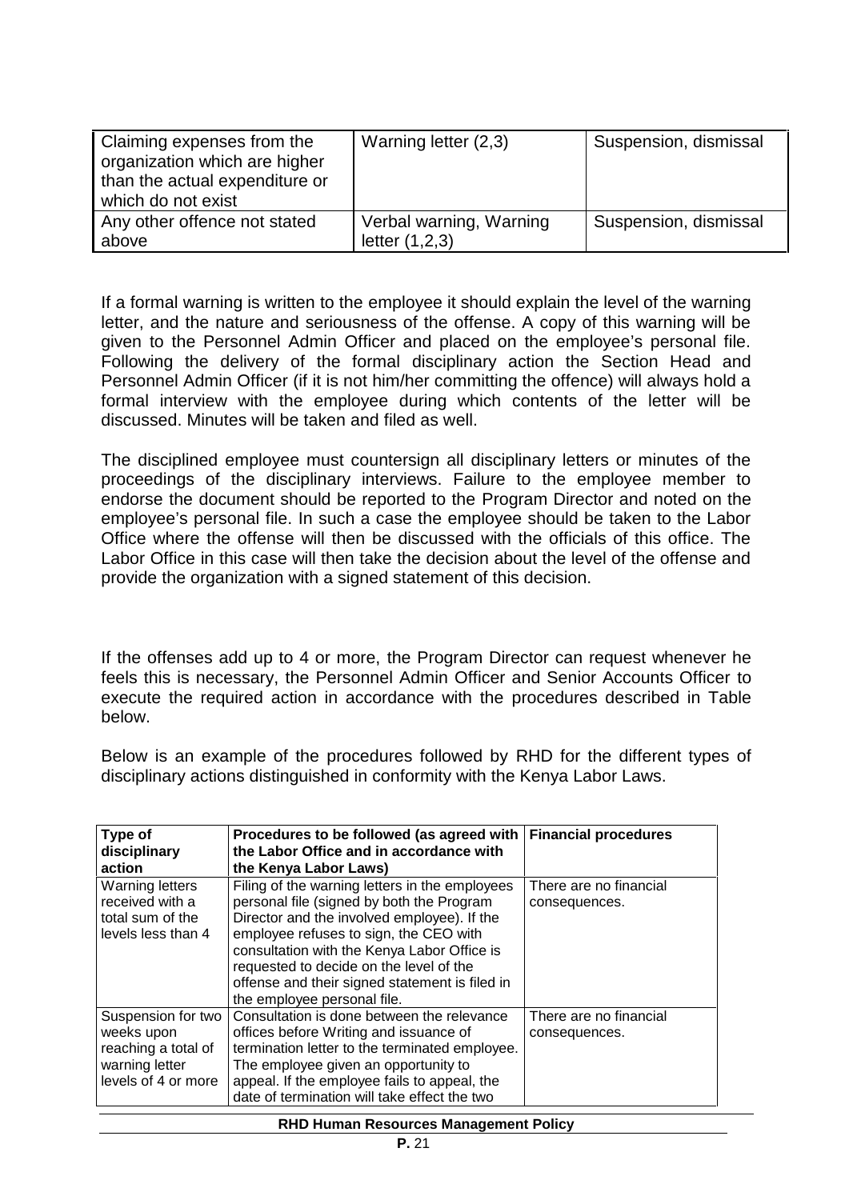| Claiming expenses from the organization which are higher than the actual expenditure or which do not exist | Warning letter (2,3) | Suspension, dismissal |
|---|---|---|
| Any other offence not stated above | Verbal warning, Warning letter (1,2,3) | Suspension, dismissal |

If a formal warning is written to the employee it should explain the level of the warning letter, and the nature and seriousness of the offense. A copy of this warning will be given to the Personnel Admin Officer and placed on the employee's personal file. Following the delivery of the formal disciplinary action the Section Head and Personnel Admin Officer (if it is not him/her committing the offence) will always hold a formal interview with the employee during which contents of the letter will be discussed. Minutes will be taken and filed as well.

The disciplined employee must countersign all disciplinary letters or minutes of the proceedings of the disciplinary interviews. Failure to the employee member to endorse the document should be reported to the Program Director and noted on the employee's personal file. In such a case the employee should be taken to the Labor Office where the offense will then be discussed with the officials of this office. The Labor Office in this case will then take the decision about the level of the offense and provide the organization with a signed statement of this decision.

If the offenses add up to 4 or more, the Program Director can request whenever he feels this is necessary, the Personnel Admin Officer and Senior Accounts Officer to execute the required action in accordance with the procedures described in Table below.

Below is an example of the procedures followed by RHD for the different types of disciplinary actions distinguished in conformity with the Kenya Labor Laws.

| Type of disciplinary action | Procedures to be followed (as agreed with the Labor Office and in accordance with the Kenya Labor Laws) | Financial procedures |
|---|---|---|
| Warning letters received with a total sum of the levels less than 4 | Filing of the warning letters in the employees personal file (signed by both the Program Director and the involved employee). If the employee refuses to sign, the CEO with consultation with the Kenya Labor Office is requested to decide on the level of the offense and their signed statement is filed in the employee personal file. | There are no financial consequences. |
| Suspension for two weeks upon reaching a total of warning letter levels of 4 or more | Consultation is done between the relevance offices before Writing and issuance of termination letter to the terminated employee. The employee given an opportunity to appeal. If the employee fails to appeal, the date of termination will take effect the two | There are no financial consequences. |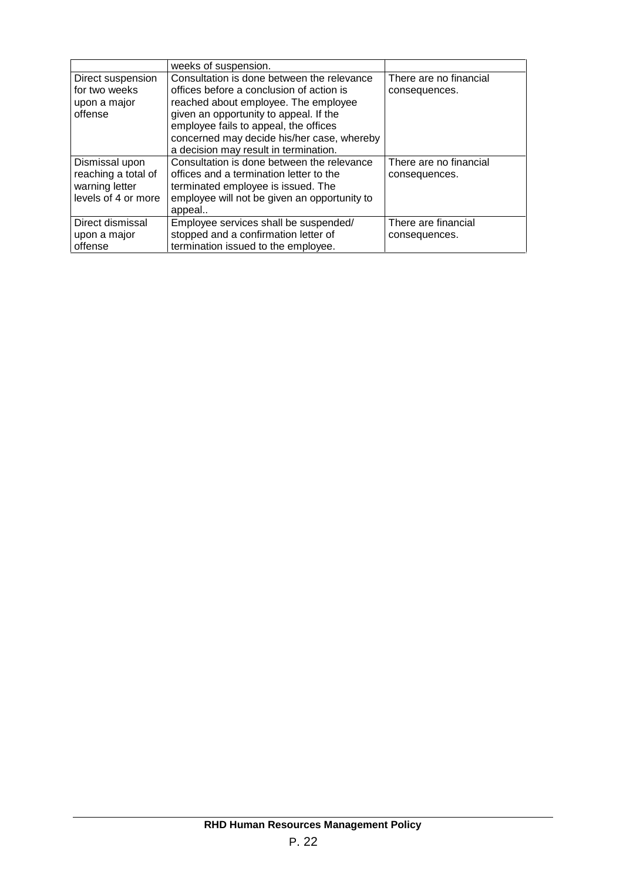|  | weeks of suspension. |  |
|---|---|---|
| Direct suspension for two weeks upon a major offense | Consultation is done between the relevance offices before a conclusion of action is reached about employee. The employee given an opportunity to appeal. If the employee fails to appeal, the offices concerned may decide his/her case, whereby a decision may result in termination. | There are no financial consequences. |
| Dismissal upon reaching a total of warning letter levels of 4 or more | Consultation is done between the relevance offices and a termination letter to the terminated employee is issued. The employee will not be given an opportunity to appeal.. | There are no financial consequences. |
| Direct dismissal upon a major offense | Employee services shall be suspended/ stopped and a confirmation letter of termination issued to the employee. | There are financial consequences. |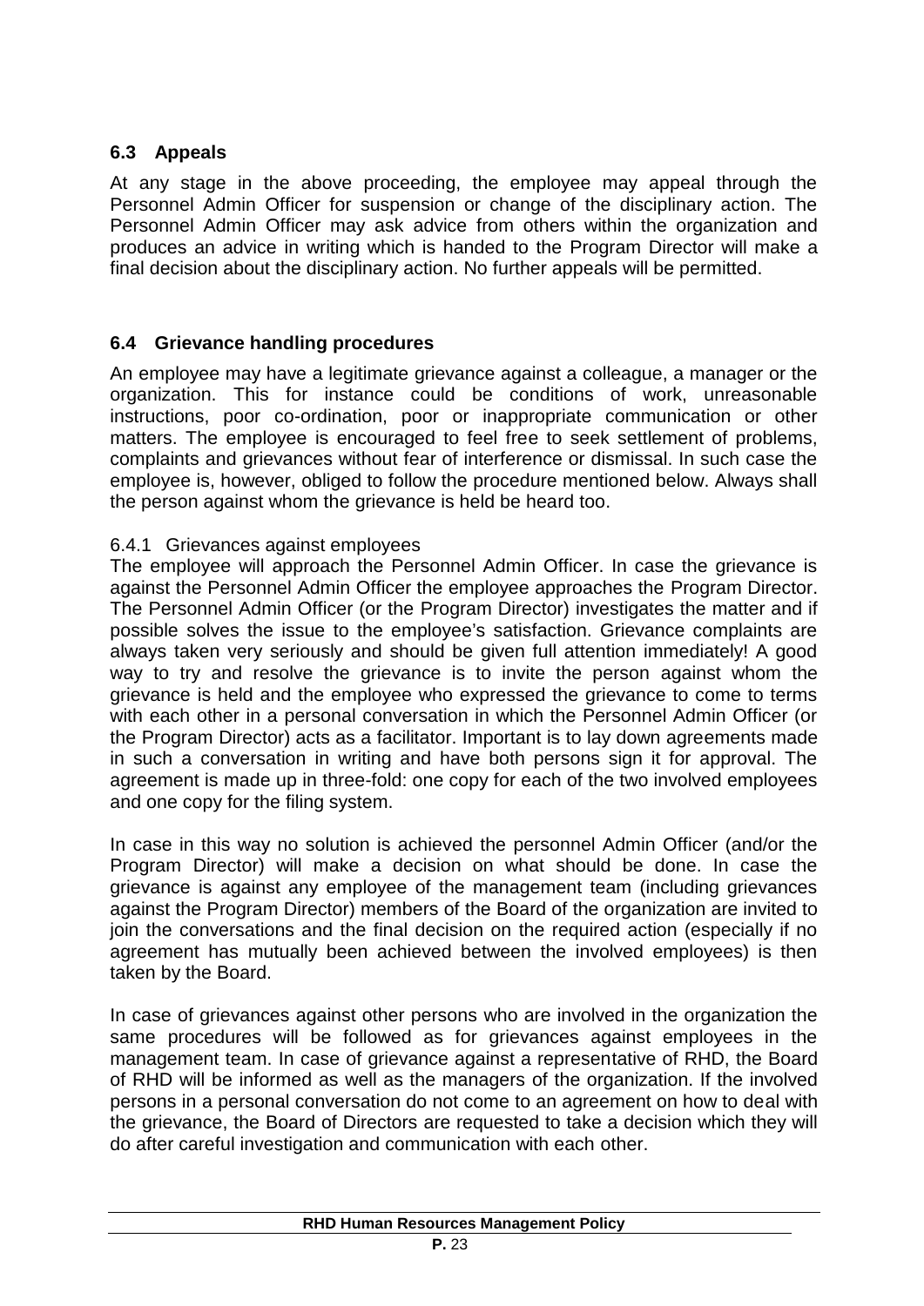## 6.3 Appeals

At any stage in the above proceeding, the employee may appeal through the Personnel Admin Officer for suspension or change of the disciplinary action. The Personnel Admin Officer may ask advice from others within the organization and produces an advice in writing which is handed to the Program Director will make a final decision about the disciplinary action. No further appeals will be permitted.

## 6.4 Grievance handling procedures

An employee may have a legitimate grievance against a colleague, a manager or the organization. This for instance could be conditions of work, unreasonable instructions, poor co-ordination, poor or inappropriate communication or other matters. The employee is encouraged to feel free to seek settlement of problems, complaints and grievances without fear of interference or dismissal. In such case the employee is, however, obliged to follow the procedure mentioned below. Always shall the person against whom the grievance is held be heard too.

### 6.4.1 Grievances against employees

The employee will approach the Personnel Admin Officer. In case the grievance is against the Personnel Admin Officer the employee approaches the Program Director. The Personnel Admin Officer (or the Program Director) investigates the matter and if possible solves the issue to the employee's satisfaction. Grievance complaints are always taken very seriously and should be given full attention immediately! A good way to try and resolve the grievance is to invite the person against whom the grievance is held and the employee who expressed the grievance to come to terms with each other in a personal conversation in which the Personnel Admin Officer (or the Program Director) acts as a facilitator. Important is to lay down agreements made in such a conversation in writing and have both persons sign it for approval. The agreement is made up in three-fold: one copy for each of the two involved employees and one copy for the filing system.

In case in this way no solution is achieved the personnel Admin Officer (and/or the Program Director) will make a decision on what should be done. In case the grievance is against any employee of the management team (including grievances against the Program Director) members of the Board of the organization are invited to join the conversations and the final decision on the required action (especially if no agreement has mutually been achieved between the involved employees) is then taken by the Board.

In case of grievances against other persons who are involved in the organization the same procedures will be followed as for grievances against employees in the management team. In case of grievance against a representative of RHD, the Board of RHD will be informed as well as the managers of the organization. If the involved persons in a personal conversation do not come to an agreement on how to deal with the grievance, the Board of Directors are requested to take a decision which they will do after careful investigation and communication with each other.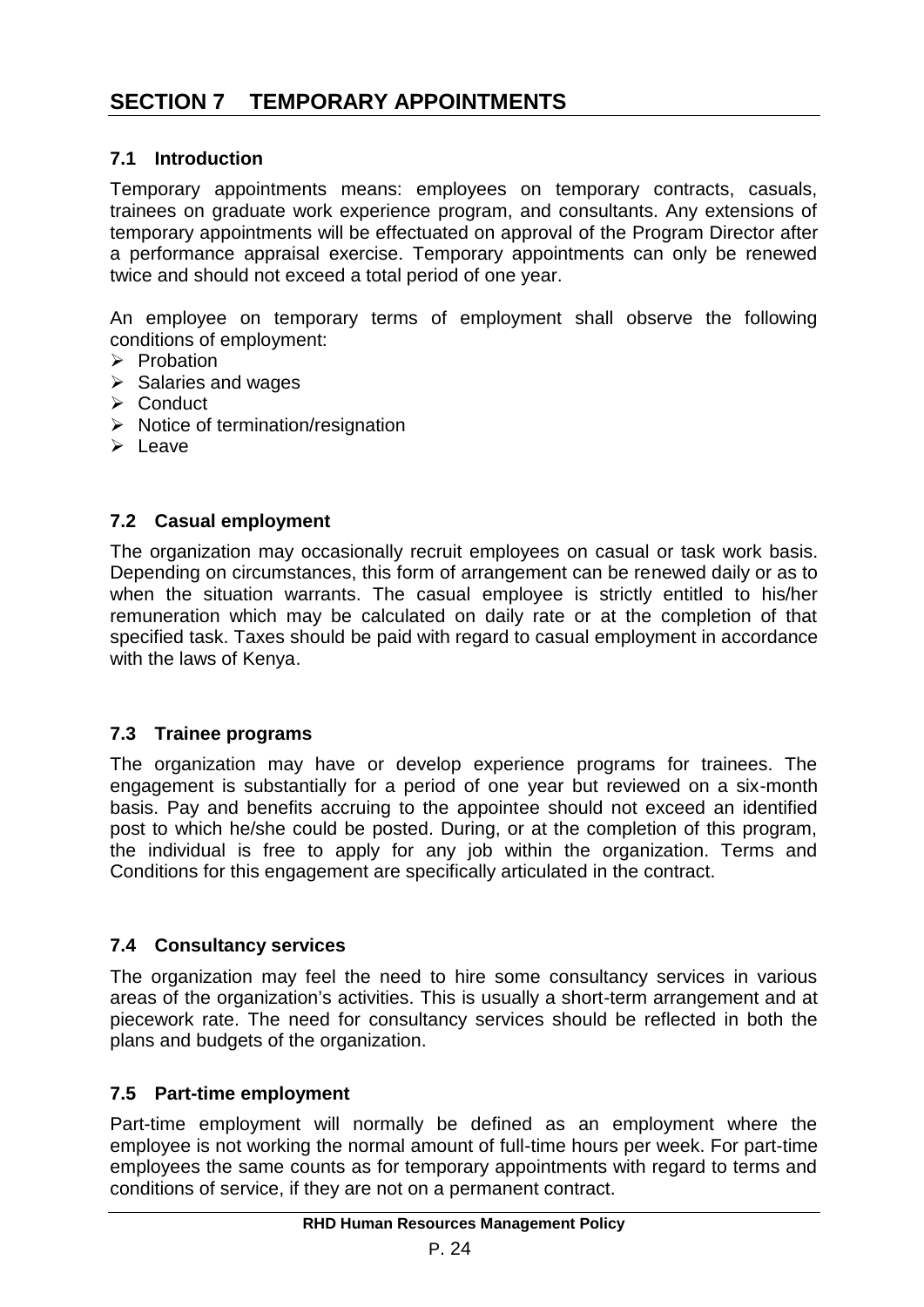## SECTION 7 TEMPORARY APPOINTMENTS

### 7.1 Introduction

Temporary appointments means: employees on temporary contracts, casuals, trainees on graduate work experience program, and consultants. Any extensions of temporary appointments will be effectuated on approval of the Program Director after a performance appraisal exercise. Temporary appointments can only be renewed twice and should not exceed a total period of one year.

An employee on temporary terms of employment shall observe the following conditions of employment:

- Probation
- Salaries and wages
- Conduct
- Notice of termination/resignation
- Leave

### 7.2 Casual employment

The organization may occasionally recruit employees on casual or task work basis. Depending on circumstances, this form of arrangement can be renewed daily or as to when the situation warrants. The casual employee is strictly entitled to his/her remuneration which may be calculated on daily rate or at the completion of that specified task. Taxes should be paid with regard to casual employment in accordance with the laws of Kenya.

### 7.3 Trainee programs

The organization may have or develop experience programs for trainees. The engagement is substantially for a period of one year but reviewed on a six-month basis. Pay and benefits accruing to the appointee should not exceed an identified post to which he/she could be posted. During, or at the completion of this program, the individual is free to apply for any job within the organization. Terms and Conditions for this engagement are specifically articulated in the contract.

### 7.4 Consultancy services

The organization may feel the need to hire some consultancy services in various areas of the organization's activities. This is usually a short-term arrangement and at piecework rate. The need for consultancy services should be reflected in both the plans and budgets of the organization.

### 7.5 Part-time employment

Part-time employment will normally be defined as an employment where the employee is not working the normal amount of full-time hours per week. For part-time employees the same counts as for temporary appointments with regard to terms and conditions of service, if they are not on a permanent contract.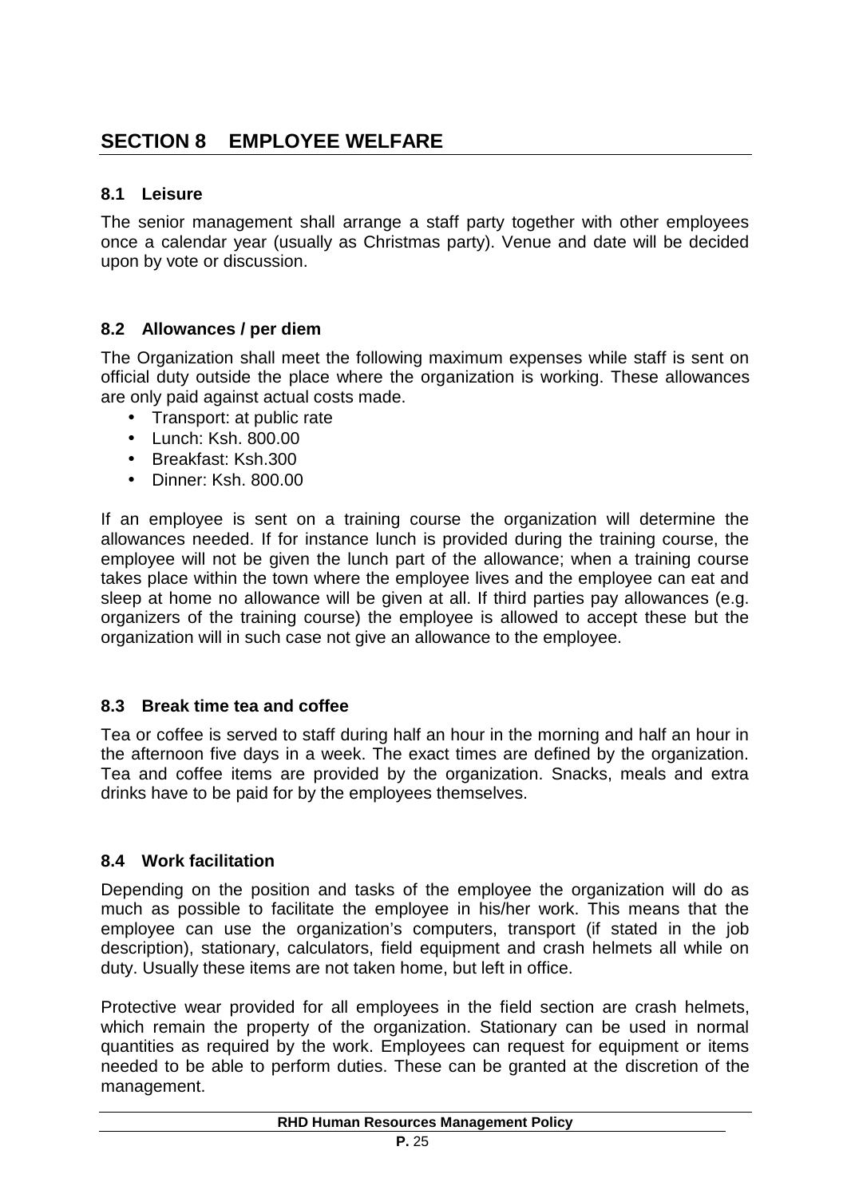# SECTION 8 EMPLOYEE WELFARE

## 8.1 Leisure

The senior management shall arrange a staff party together with other employees once a calendar year (usually as Christmas party). Venue and date will be decided upon by vote or discussion.

## 8.2 Allowances / per diem

The Organization shall meet the following maximum expenses while staff is sent on official duty outside the place where the organization is working. These allowances are only paid against actual costs made.

- Transport: at public rate
- Lunch: Ksh. 800.00
- Breakfast: Ksh.300
- Dinner: Ksh. 800.00

If an employee is sent on a training course the organization will determine the allowances needed. If for instance lunch is provided during the training course, the employee will not be given the lunch part of the allowance; when a training course takes place within the town where the employee lives and the employee can eat and sleep at home no allowance will be given at all. If third parties pay allowances (e.g. organizers of the training course) the employee is allowed to accept these but the organization will in such case not give an allowance to the employee.

## 8.3 Break time tea and coffee

Tea or coffee is served to staff during half an hour in the morning and half an hour in the afternoon five days in a week. The exact times are defined by the organization. Tea and coffee items are provided by the organization. Snacks, meals and extra drinks have to be paid for by the employees themselves.

## 8.4 Work facilitation

Depending on the position and tasks of the employee the organization will do as much as possible to facilitate the employee in his/her work. This means that the employee can use the organization's computers, transport (if stated in the job description), stationary, calculators, field equipment and crash helmets all while on duty. Usually these items are not taken home, but left in office.

Protective wear provided for all employees in the field section are crash helmets, which remain the property of the organization. Stationary can be used in normal quantities as required by the work. Employees can request for equipment or items needed to be able to perform duties. These can be granted at the discretion of the management.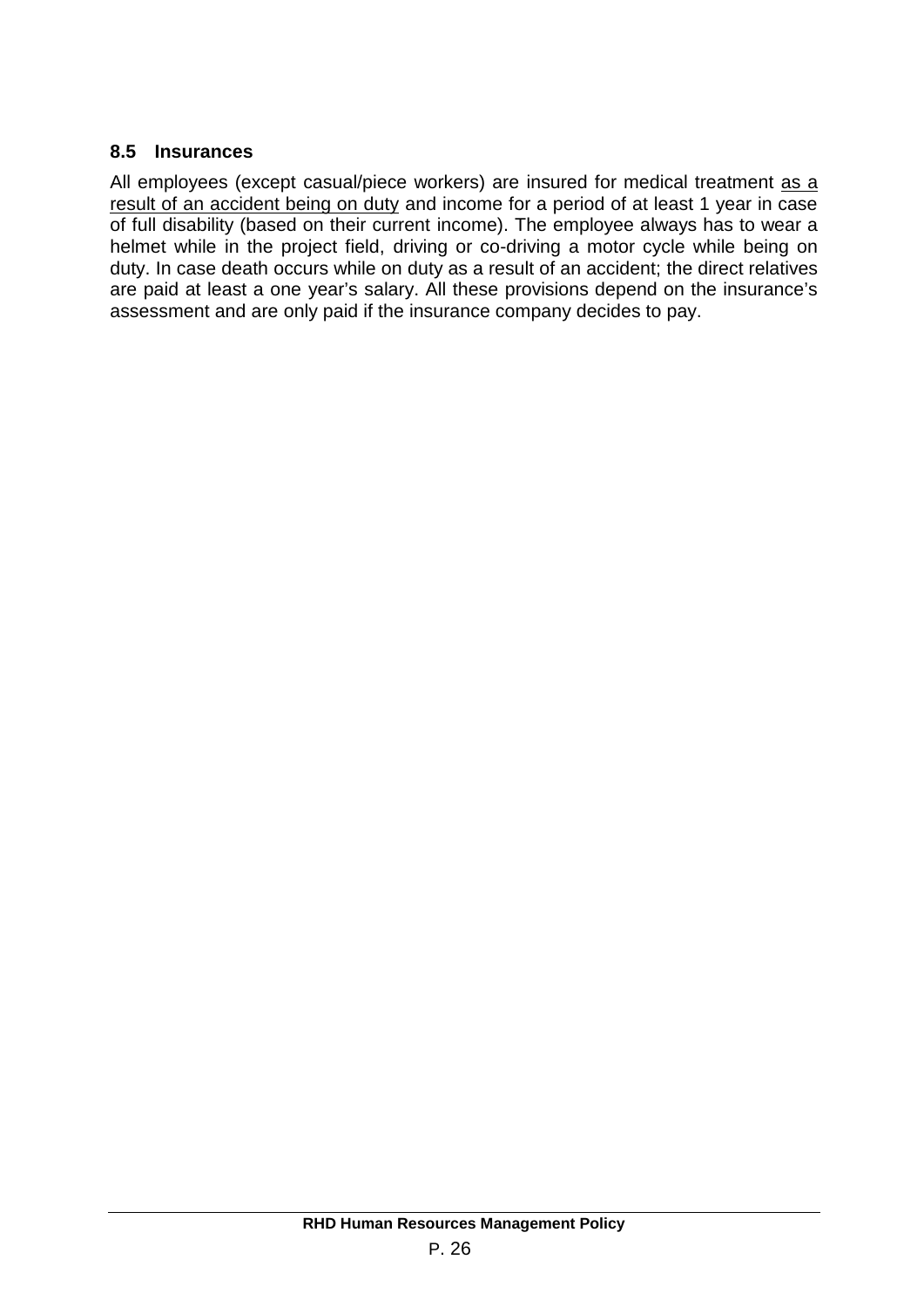### 8.5 Insurances

All employees (except casual/piece workers) are insured for medical treatment <u>as a result of an accident being on duty</u> and income for a period of at least 1 year in case of full disability (based on their current income). The employee always has to wear a helmet while in the project field, driving or co-driving a motor cycle while being on duty. In case death occurs while on duty as a result of an accident; the direct relatives are paid at least a one year's salary. All these provisions depend on the insurance's assessment and are only paid if the insurance company decides to pay.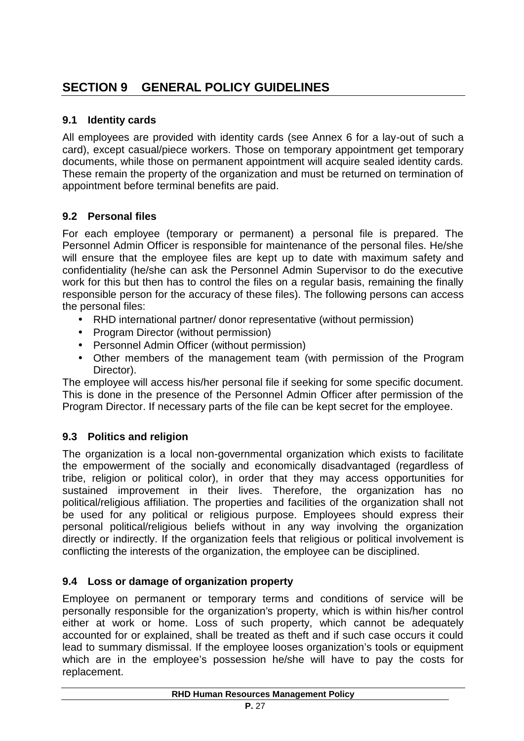# SECTION 9 GENERAL POLICY GUIDELINES

## 9.1 Identity cards

All employees are provided with identity cards (see Annex 6 for a lay-out of such a card), except casual/piece workers. Those on temporary appointment get temporary documents, while those on permanent appointment will acquire sealed identity cards. These remain the property of the organization and must be returned on termination of appointment before terminal benefits are paid.

## 9.2 Personal files

For each employee (temporary or permanent) a personal file is prepared. The Personnel Admin Officer is responsible for maintenance of the personal files. He/she will ensure that the employee files are kept up to date with maximum safety and confidentiality (he/she can ask the Personnel Admin Supervisor to do the executive work for this but then has to control the files on a regular basis, remaining the finally responsible person for the accuracy of these files). The following persons can access the personal files:

- RHD international partner/ donor representative (without permission)
- Program Director (without permission)
- Personnel Admin Officer (without permission)
- Other members of the management team (with permission of the Program Director).

The employee will access his/her personal file if seeking for some specific document. This is done in the presence of the Personnel Admin Officer after permission of the Program Director. If necessary parts of the file can be kept secret for the employee.

## 9.3 Politics and religion

The organization is a local non-governmental organization which exists to facilitate the empowerment of the socially and economically disadvantaged (regardless of tribe, religion or political color), in order that they may access opportunities for sustained improvement in their lives. Therefore, the organization has no political/religious affiliation. The properties and facilities of the organization shall not be used for any political or religious purpose. Employees should express their personal political/religious beliefs without in any way involving the organization directly or indirectly. If the organization feels that religious or political involvement is conflicting the interests of the organization, the employee can be disciplined.

## 9.4 Loss or damage of organization property

Employee on permanent or temporary terms and conditions of service will be personally responsible for the organization's property, which is within his/her control either at work or home. Loss of such property, which cannot be adequately accounted for or explained, shall be treated as theft and if such case occurs it could lead to summary dismissal. If the employee looses organization's tools or equipment which are in the employee's possession he/she will have to pay the costs for replacement.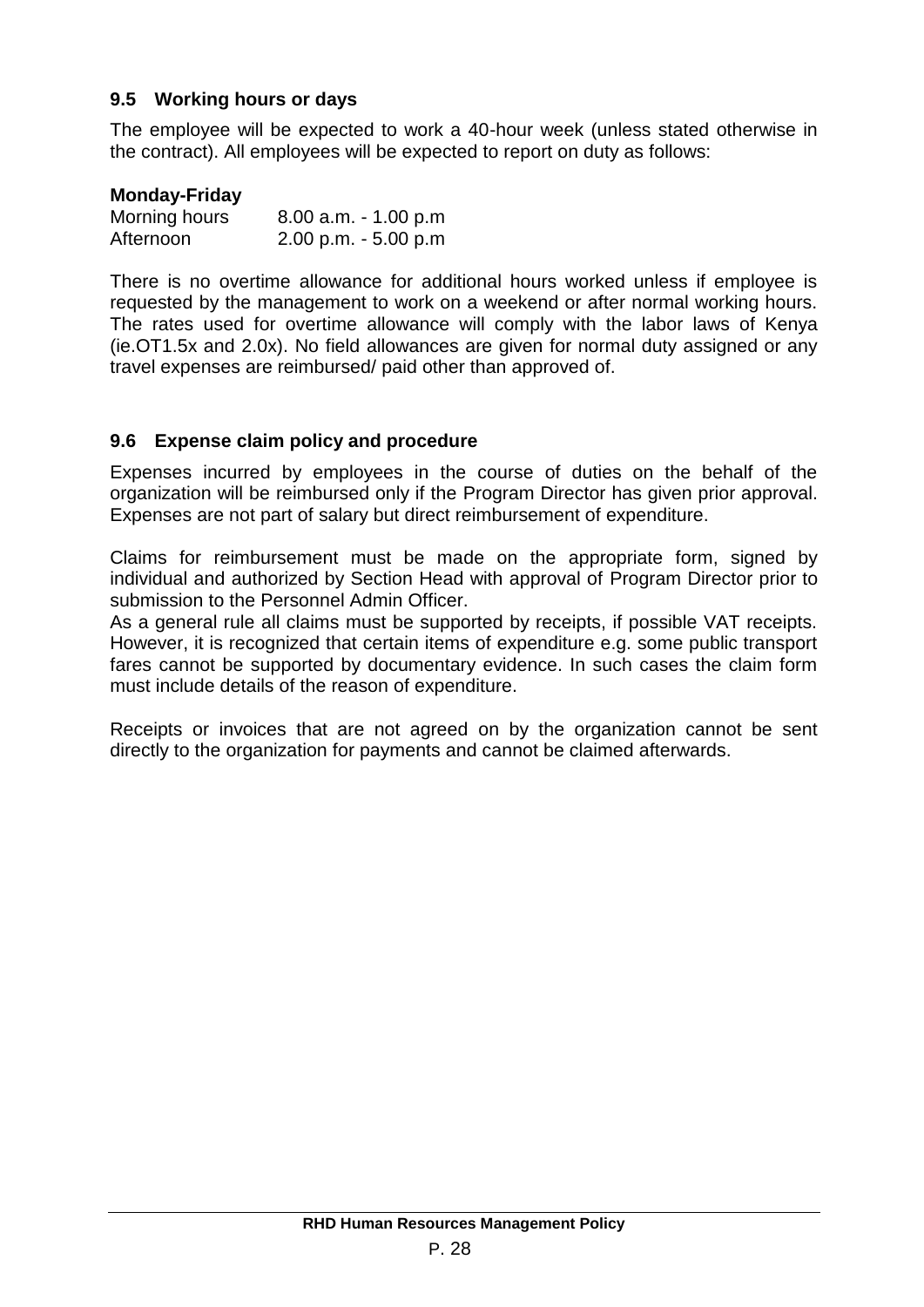### 9.5 Working hours or days

The employee will be expected to work a 40-hour week (unless stated otherwise in the contract). All employees will be expected to report on duty as follows:

**Monday-Friday**

| | |
|---|---|
| Morning hours | 8.00 a.m. - 1.00 p.m |
| Afternoon | 2.00 p.m. - 5.00 p.m |

There is no overtime allowance for additional hours worked unless if employee is requested by the management to work on a weekend or after normal working hours. The rates used for overtime allowance will comply with the labor laws of Kenya (ie.OT1.5x and 2.0x). No field allowances are given for normal duty assigned or any travel expenses are reimbursed/ paid other than approved of.

### 9.6 Expense claim policy and procedure

Expenses incurred by employees in the course of duties on the behalf of the organization will be reimbursed only if the Program Director has given prior approval. Expenses are not part of salary but direct reimbursement of expenditure.

Claims for reimbursement must be made on the appropriate form, signed by individual and authorized by Section Head with approval of Program Director prior to submission to the Personnel Admin Officer.

As a general rule all claims must be supported by receipts, if possible VAT receipts. However, it is recognized that certain items of expenditure e.g. some public transport fares cannot be supported by documentary evidence. In such cases the claim form must include details of the reason of expenditure.

Receipts or invoices that are not agreed on by the organization cannot be sent directly to the organization for payments and cannot be claimed afterwards.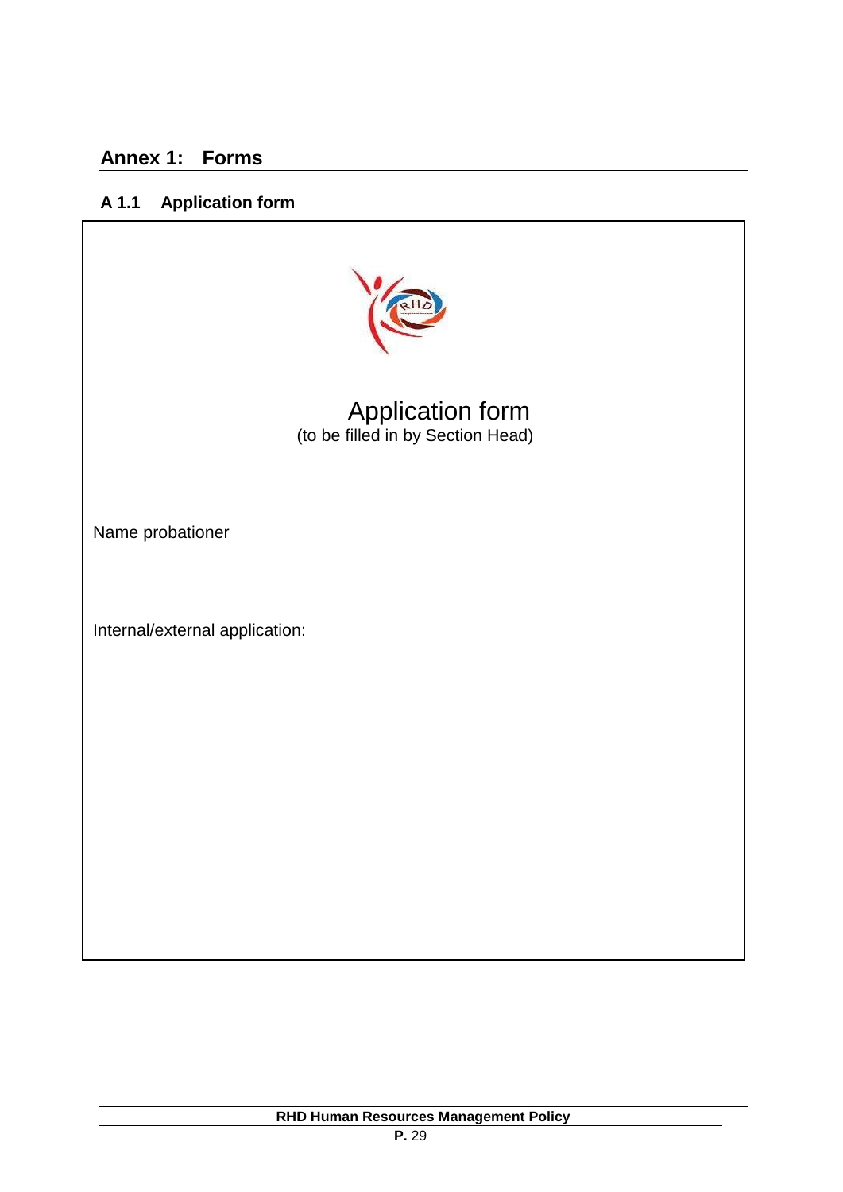## Annex 1: Forms

### A 1.1 Application form

Application form
(to be filled in by Section Head)

Name probationer

Internal/external application: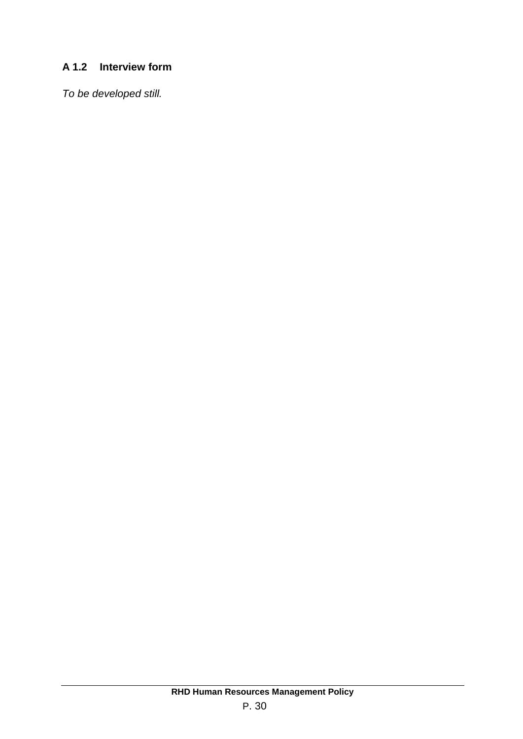### A 1.2 Interview form

*To be developed still.*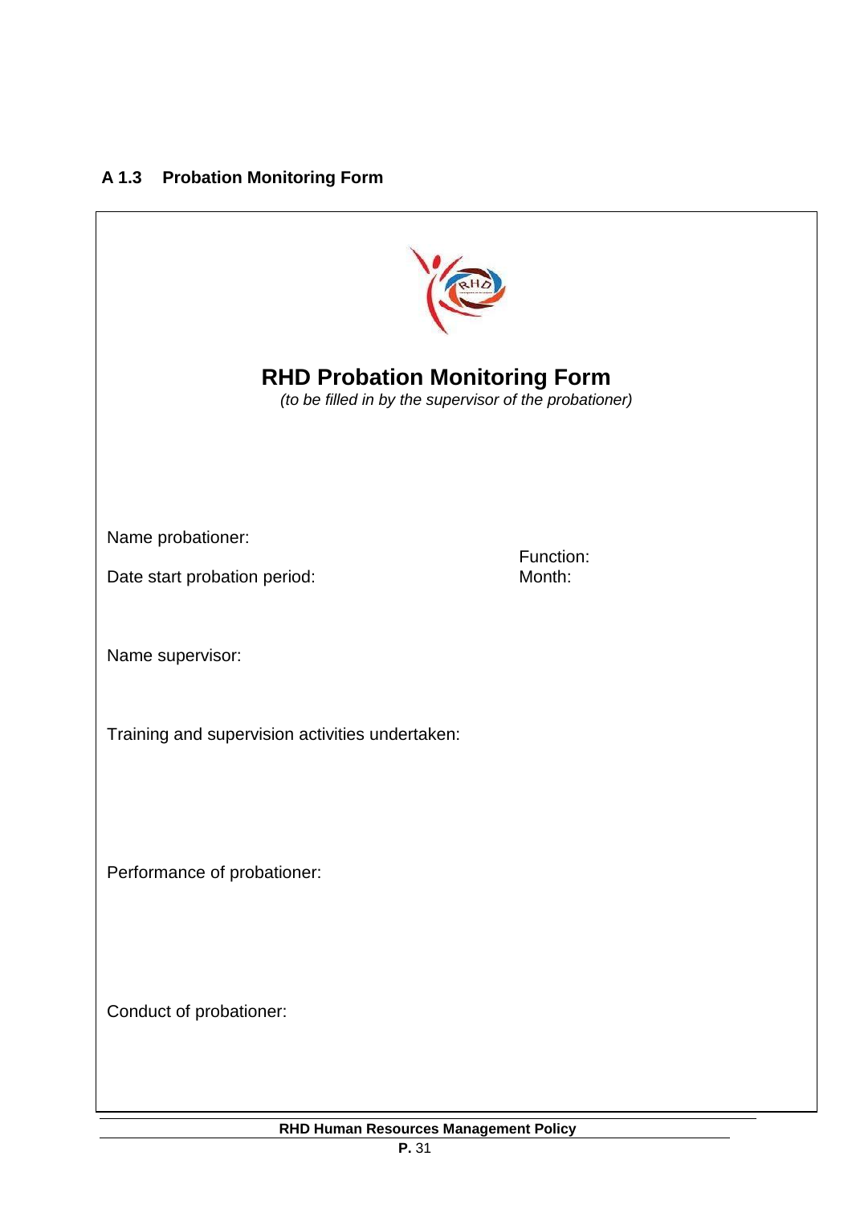### A 1.3 Probation Monitoring Form

## RHD Probation Monitoring Form

*(to be filled in by the supervisor of the probationer)*

Name probationer:

Function:

Date start probation period:

Month:

Name supervisor:

Training and supervision activities undertaken:

Performance of probationer:

Conduct of probationer: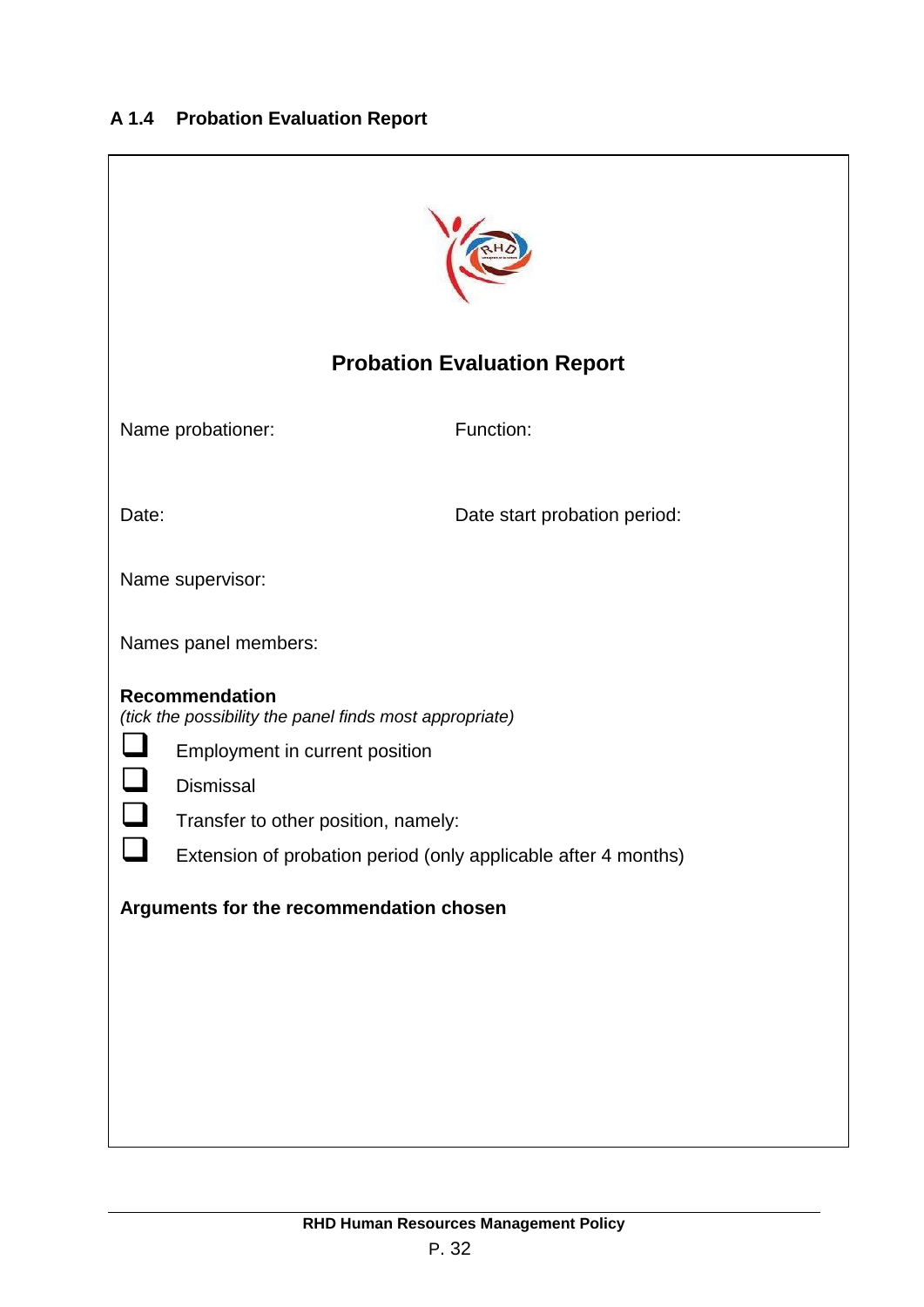### A 1.4 Probation Evaluation Report

## Probation Evaluation Report

Name probationer:

Function:

Date:

Date start probation period:

Name supervisor:

Names panel members:

**Recommendation**
*(tick the possibility the panel finds most appropriate)*

- ☐ Employment in current position
- ☐ Dismissal
- ☐ Transfer to other position, namely:
- ☐ Extension of probation period (only applicable after 4 months)

**Arguments for the recommendation chosen**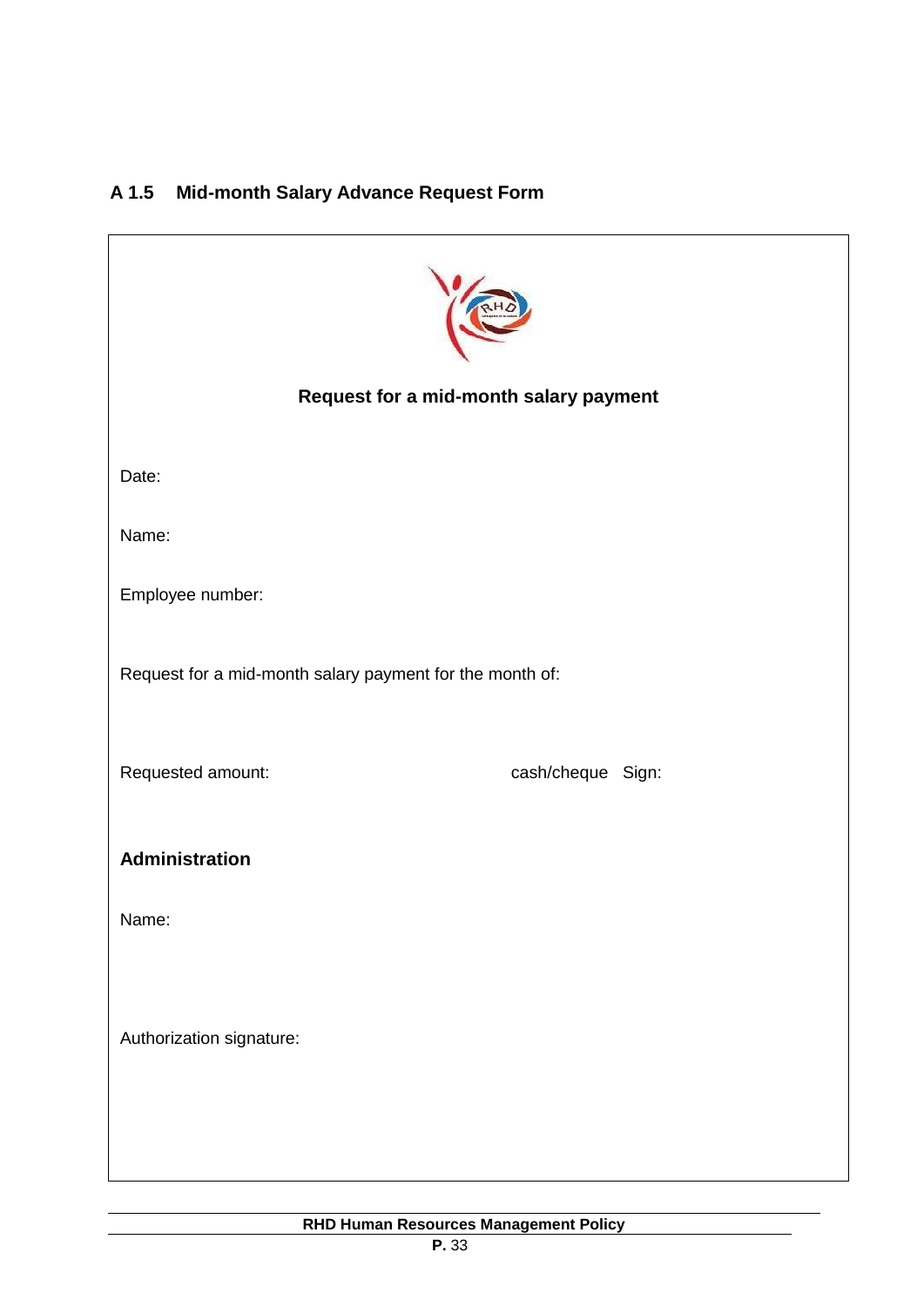## A 1.5 Mid-month Salary Advance Request Form

**Request for a mid-month salary payment**

Date:

Name:

Employee number:

Request for a mid-month salary payment for the month of:

Requested amount: cash/cheque Sign:

**Administration**

Name:

Authorization signature: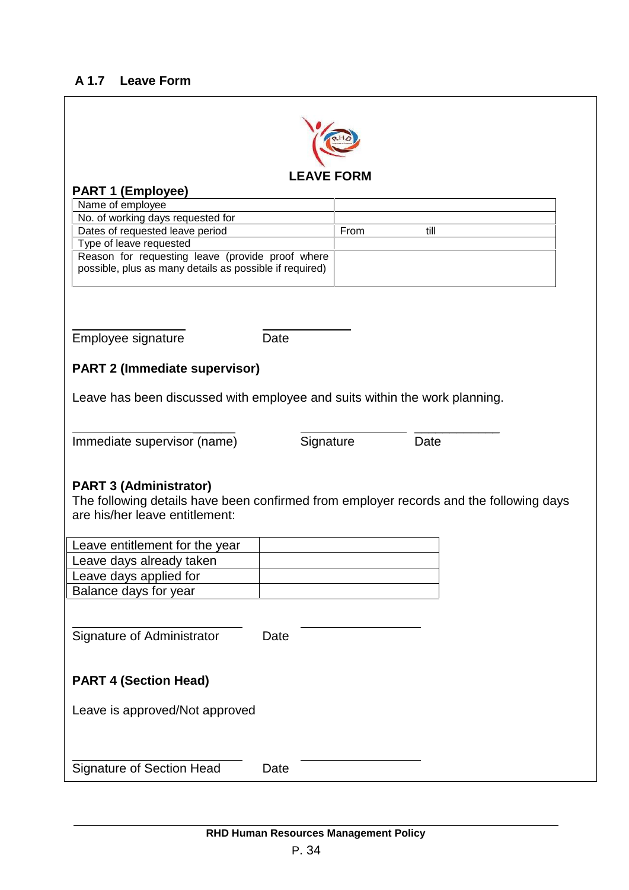### A 1.7 Leave Form

## LEAVE FORM

**PART 1 (Employee)**

| Name of employee | |
|---|---|
| No. of working days requested for | |
| Dates of requested leave period | From till |
| Type of leave requested | |
| Reason for requesting leave (provide proof where possible, plus as many details as possible if required) | |

Employee signature ____________ Date ____________

**PART 2 (Immediate supervisor)**

Leave has been discussed with employee and suits within the work planning.

Immediate supervisor (name) ____________ Signature ____________ Date ____________

**PART 3 (Administrator)**

The following details have been confirmed from employer records and the following days are his/her leave entitlement:

| Leave entitlement for the year | |
|---|---|
| Leave days already taken | |
| Leave days applied for | |
| Balance days for year | |

Signature of Administrator ____________ Date ____________

**PART 4 (Section Head)**

Leave is approved/Not approved

Signature of Section Head ____________ Date ____________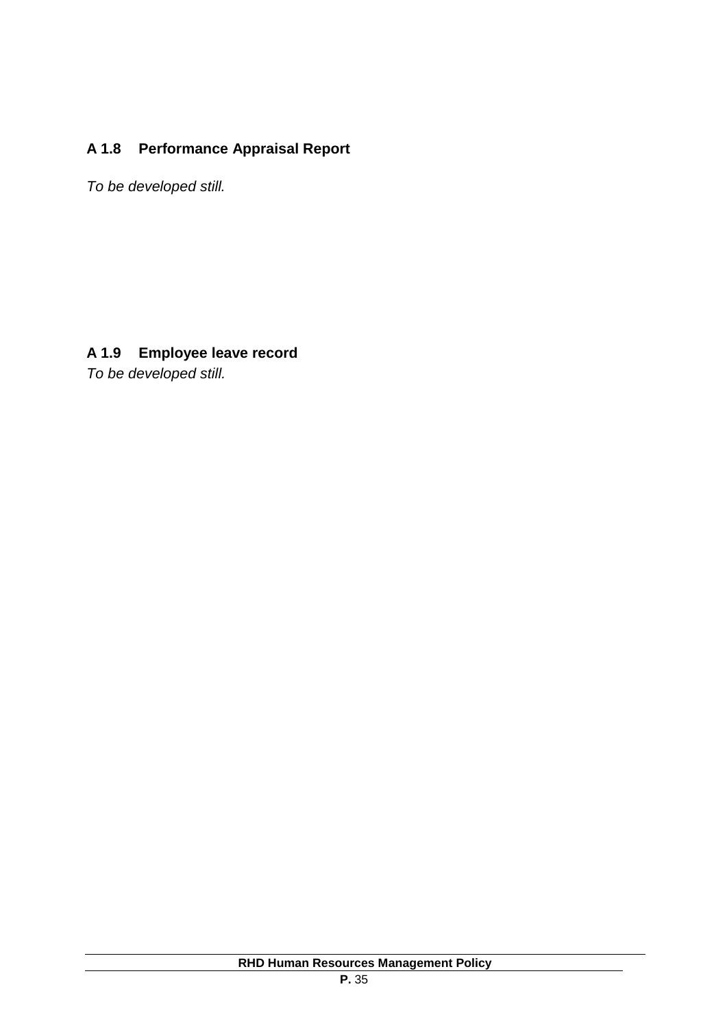### A 1.8 Performance Appraisal Report

*To be developed still.*

### A 1.9 Employee leave record

*To be developed still.*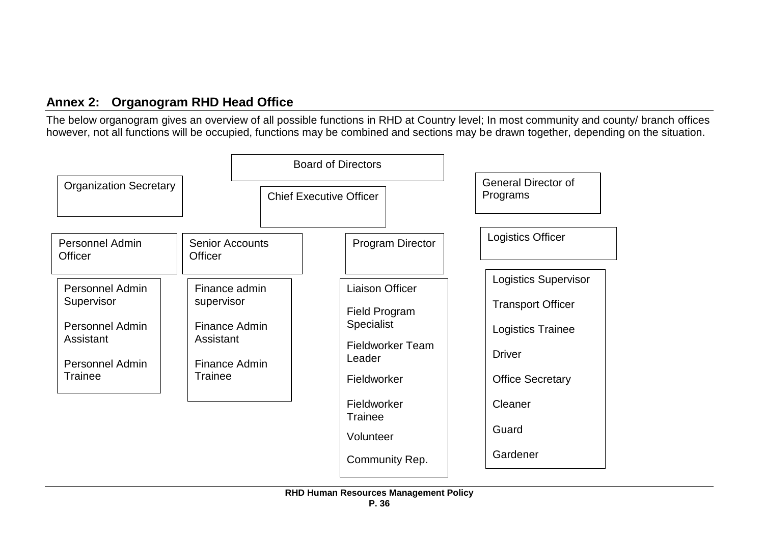## Annex 2: Organogram RHD Head Office

The below organogram gives an overview of all possible functions in RHD at Country level; In most community and county/ branch offices however, not all functions will be occupied, functions may be combined and sections may be drawn together, depending on the situation.

Board of Directors

Organization Secretary

Chief Executive Officer

General Director of Programs

Personnel Admin Officer

- Personnel Admin Supervisor
- Personnel Admin Assistant
- Personnel Admin Trainee

Senior Accounts Officer

- Finance admin supervisor
- Finance Admin Assistant
- Finance Admin Trainee

Program Director

- Liaison Officer
- Field Program Specialist
- Fieldworker Team Leader
- Fieldworker
- Fieldworker Trainee
- Volunteer
- Community Rep.

Logistics Officer

- Logistics Supervisor
- Transport Officer
- Logistics Trainee
- Driver
- Office Secretary
- Cleaner
- Guard
- Gardener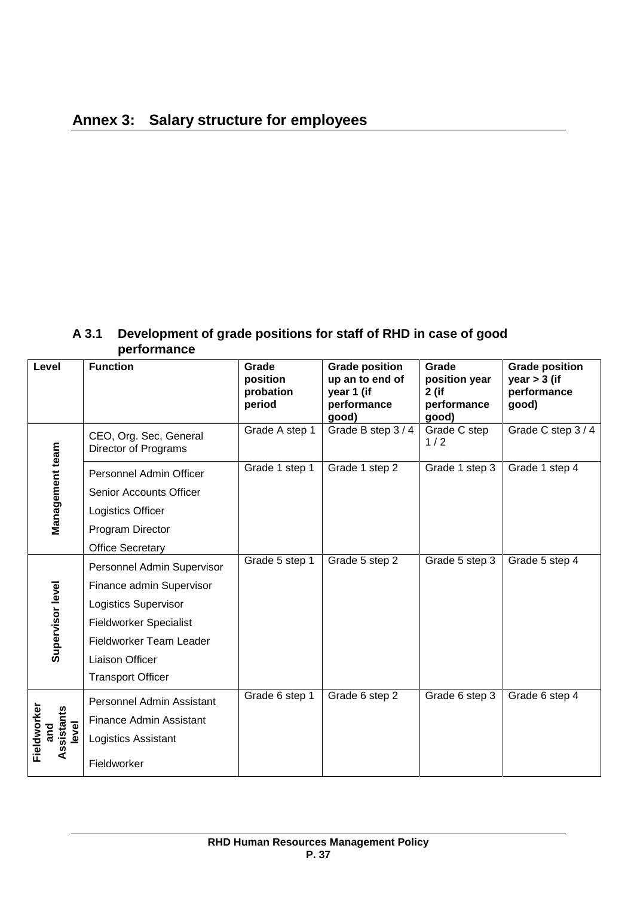## Annex 3: Salary structure for employees

### A 3.1 Development of grade positions for staff of RHD in case of good performance

| Level | Function | Grade position probation period | Grade position up an to end of year 1 (if performance good) | Grade position year 2 (if performance good) | Grade position year > 3 (if performance good) |
|---|---|---|---|---|---|
| Management team | CEO, Org. Sec, General Director of Programs | Grade A step 1 | Grade B step 3 / 4 | Grade C step 1 / 2 | Grade C step 3 / 4 |
| | Personnel Admin Officer<br>Senior Accounts Officer<br>Logistics Officer<br>Program Director<br>Office Secretary | Grade 1 step 1 | Grade 1 step 2 | Grade 1 step 3 | Grade 1 step 4 |
| Supervisor level | Personnel Admin Supervisor<br>Finance admin Supervisor<br>Logistics Supervisor<br>Fieldworker Specialist<br>Fieldworker Team Leader<br>Liaison Officer<br>Transport Officer | Grade 5 step 1 | Grade 5 step 2 | Grade 5 step 3 | Grade 5 step 4 |
| Fieldworker and Assistants level | Personnel Admin Assistant<br>Finance Admin Assistant<br>Logistics Assistant<br>Fieldworker | Grade 6 step 1 | Grade 6 step 2 | Grade 6 step 3 | Grade 6 step 4 |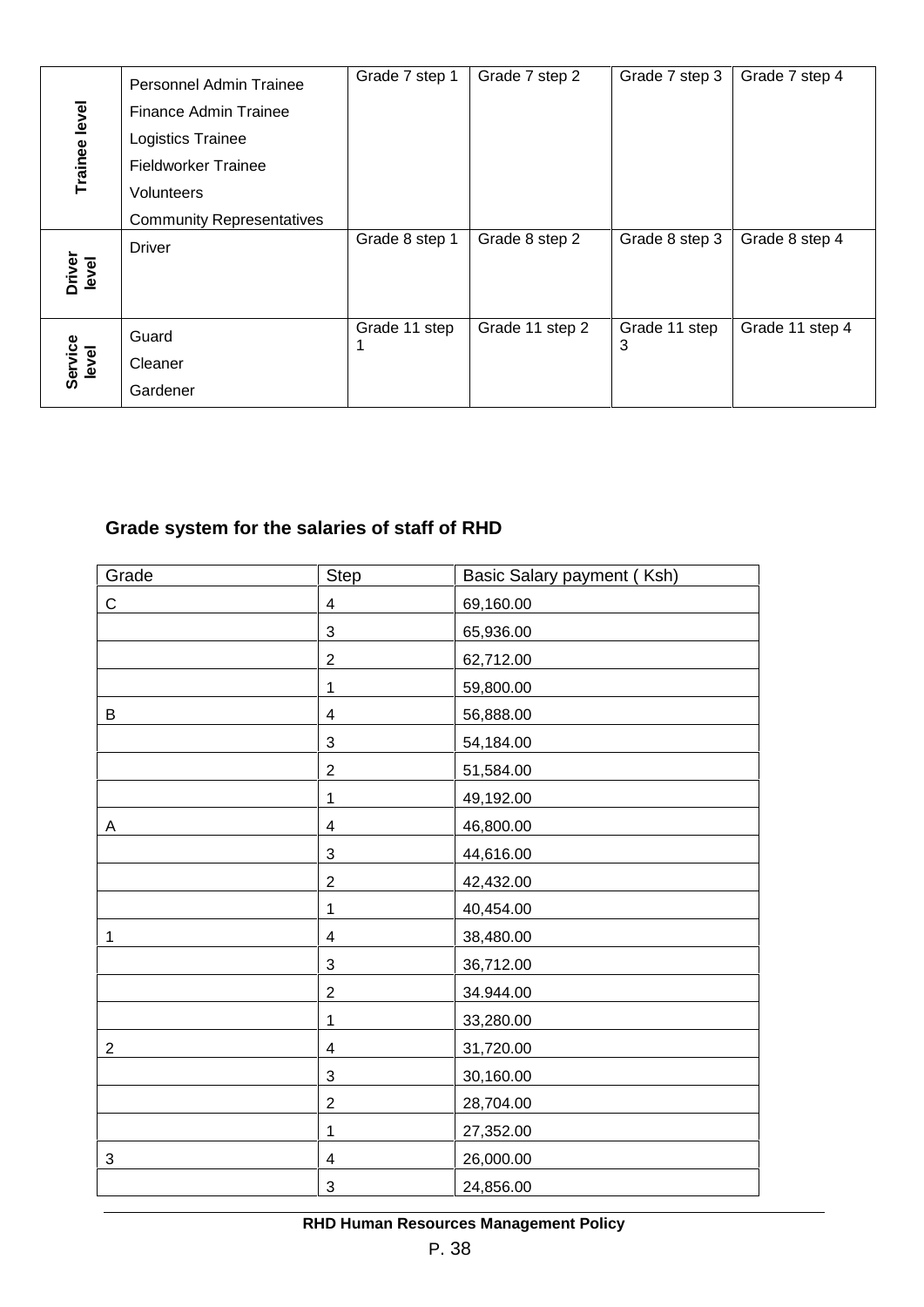| Trainee level | Personnel Admin Trainee<br>Finance Admin Trainee<br>Logistics Trainee<br>Fieldworker Trainee<br>Volunteers<br>Community Representatives | Grade 7 step 1 | Grade 7 step 2 | Grade 7 step 3 | Grade 7 step 4 |
|---|---|---|---|---|---|
| Driver level | Driver | Grade 8 step 1 | Grade 8 step 2 | Grade 8 step 3 | Grade 8 step 4 |
| Service level | Guard<br>Cleaner<br>Gardener | Grade 11 step 1 | Grade 11 step 2 | Grade 11 step 3 | Grade 11 step 4 |

### Grade system for the salaries of staff of RHD

| Grade | Step | Basic Salary payment ( Ksh) |
|---|---|---|
| C | 4 | 69,160.00 |
| | 3 | 65,936.00 |
| | 2 | 62,712.00 |
| | 1 | 59,800.00 |
| B | 4 | 56,888.00 |
| | 3 | 54,184.00 |
| | 2 | 51,584.00 |
| | 1 | 49,192.00 |
| A | 4 | 46,800.00 |
| | 3 | 44,616.00 |
| | 2 | 42,432.00 |
| | 1 | 40,454.00 |
| 1 | 4 | 38,480.00 |
| | 3 | 36,712.00 |
| | 2 | 34.944.00 |
| | 1 | 33,280.00 |
| 2 | 4 | 31,720.00 |
| | 3 | 30,160.00 |
| | 2 | 28,704.00 |
| | 1 | 27,352.00 |
| 3 | 4 | 26,000.00 |
| | 3 | 24,856.00 |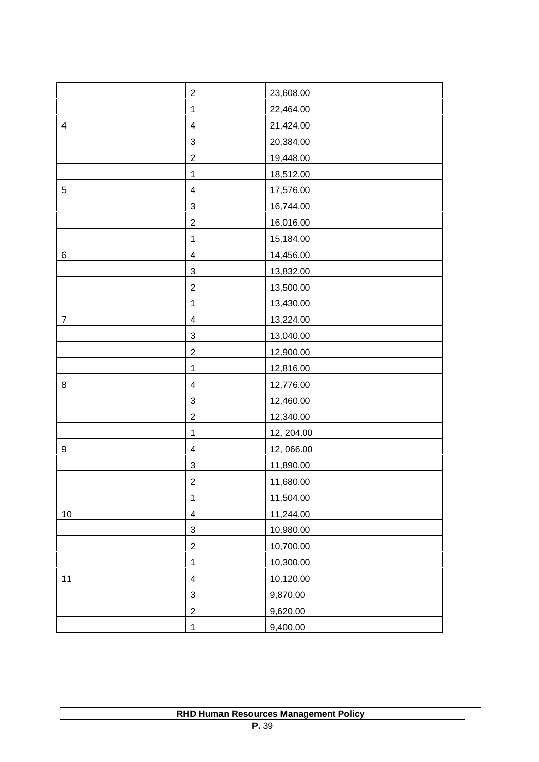| | | |
|---|---|---|
| | 2 | 23,608.00 |
| | 1 | 22,464.00 |
| 4 | 4 | 21,424.00 |
| | 3 | 20,384.00 |
| | 2 | 19,448.00 |
| | 1 | 18,512.00 |
| 5 | 4 | 17,576.00 |
| | 3 | 16,744.00 |
| | 2 | 16,016.00 |
| | 1 | 15,184.00 |
| 6 | 4 | 14,456.00 |
| | 3 | 13,832.00 |
| | 2 | 13,500.00 |
| | 1 | 13,430.00 |
| 7 | 4 | 13,224.00 |
| | 3 | 13,040.00 |
| | 2 | 12,900.00 |
| | 1 | 12,816.00 |
| 8 | 4 | 12,776.00 |
| | 3 | 12,460.00 |
| | 2 | 12,340.00 |
| | 1 | 12, 204.00 |
| 9 | 4 | 12, 066.00 |
| | 3 | 11,890.00 |
| | 2 | 11,680.00 |
| | 1 | 11,504.00 |
| 10 | 4 | 11,244.00 |
| | 3 | 10,980.00 |
| | 2 | 10,700.00 |
| | 1 | 10,300.00 |
| 11 | 4 | 10,120.00 |
| | 3 | 9,870.00 |
| | 2 | 9,620.00 |
| | 1 | 9,400.00 |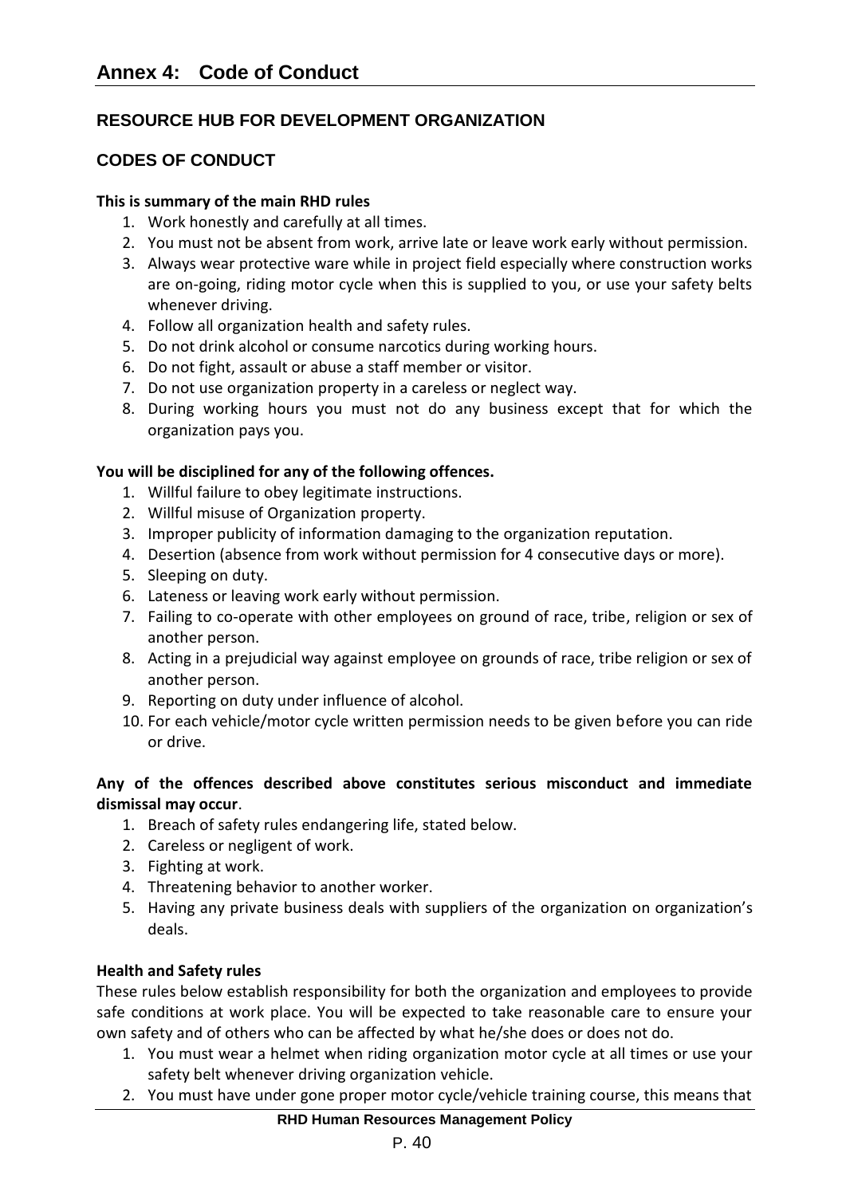## Annex 4: Code of Conduct

### RESOURCE HUB FOR DEVELOPMENT ORGANIZATION

### CODES OF CONDUCT

**This is summary of the main RHD rules**

1. Work honestly and carefully at all times.
2. You must not be absent from work, arrive late or leave work early without permission.
3. Always wear protective ware while in project field especially where construction works are on-going, riding motor cycle when this is supplied to you, or use your safety belts whenever driving.
4. Follow all organization health and safety rules.
5. Do not drink alcohol or consume narcotics during working hours.
6. Do not fight, assault or abuse a staff member or visitor.
7. Do not use organization property in a careless or neglect way.
8. During working hours you must not do any business except that for which the organization pays you.

**You will be disciplined for any of the following offences.**

1. Willful failure to obey legitimate instructions.
2. Willful misuse of Organization property.
3. Improper publicity of information damaging to the organization reputation.
4. Desertion (absence from work without permission for 4 consecutive days or more).
5. Sleeping on duty.
6. Lateness or leaving work early without permission.
7. Failing to co-operate with other employees on ground of race, tribe, religion or sex of another person.
8. Acting in a prejudicial way against employee on grounds of race, tribe religion or sex of another person.
9. Reporting on duty under influence of alcohol.
10. For each vehicle/motor cycle written permission needs to be given before you can ride or drive.

**Any of the offences described above constitutes serious misconduct and immediate dismissal may occur**.

1. Breach of safety rules endangering life, stated below.
2. Careless or negligent of work.
3. Fighting at work.
4. Threatening behavior to another worker.
5. Having any private business deals with suppliers of the organization on organization's deals.

**Health and Safety rules**

These rules below establish responsibility for both the organization and employees to provide safe conditions at work place. You will be expected to take reasonable care to ensure your own safety and of others who can be affected by what he/she does or does not do.

1. You must wear a helmet when riding organization motor cycle at all times or use your safety belt whenever driving organization vehicle.
2. You must have under gone proper motor cycle/vehicle training course, this means that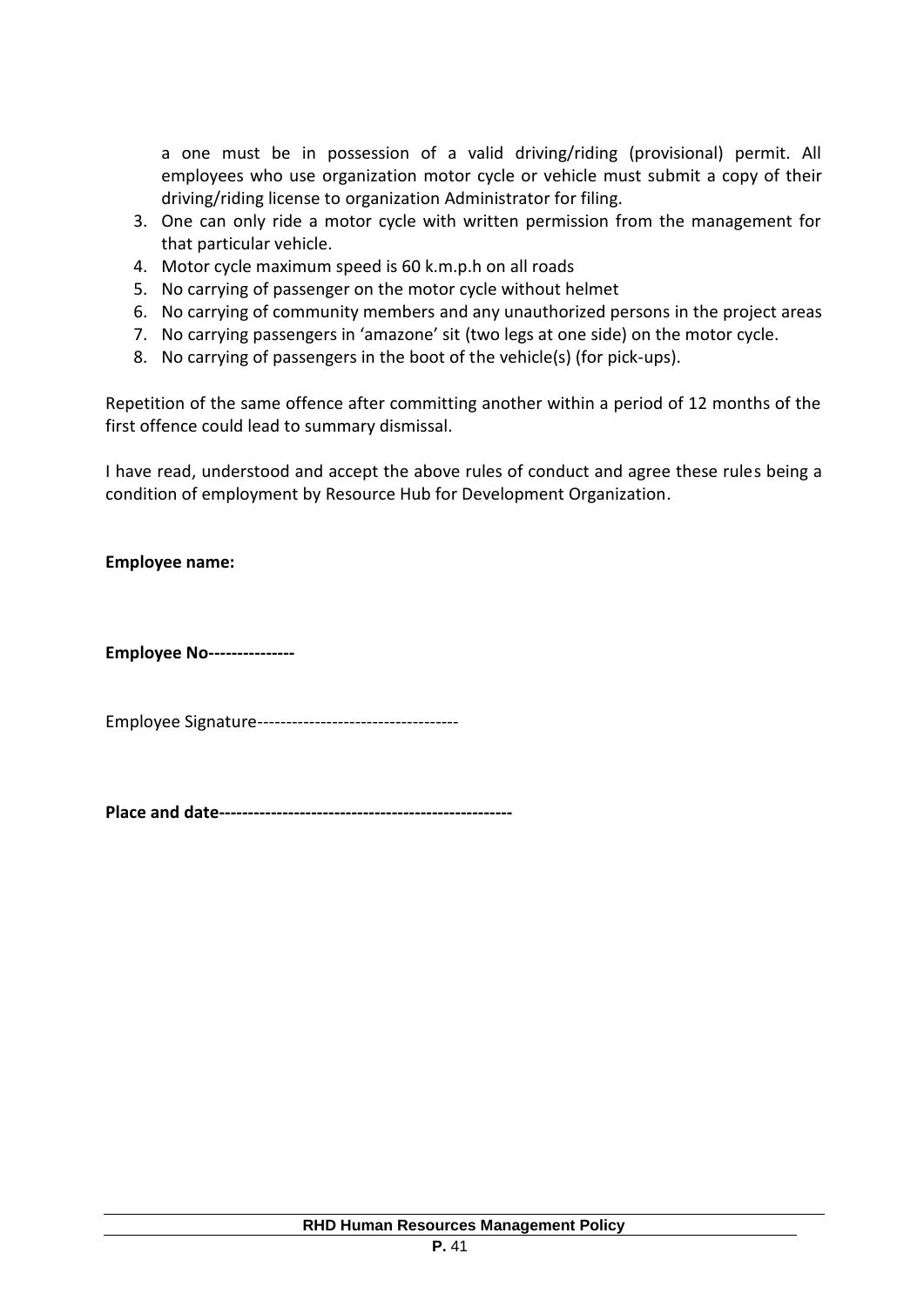a one must be in possession of a valid driving/riding (provisional) permit. All employees who use organization motor cycle or vehicle must submit a copy of their driving/riding license to organization Administrator for filing.

3. One can only ride a motor cycle with written permission from the management for that particular vehicle.
4. Motor cycle maximum speed is 60 k.m.p.h on all roads
5. No carrying of passenger on the motor cycle without helmet
6. No carrying of community members and any unauthorized persons in the project areas
7. No carrying passengers in 'amazone' sit (two legs at one side) on the motor cycle.
8. No carrying of passengers in the boot of the vehicle(s) (for pick-ups).

Repetition of the same offence after committing another within a period of 12 months of the first offence could lead to summary dismissal.

I have read, understood and accept the above rules of conduct and agree these rules being a condition of employment by Resource Hub for Development Organization.

**Employee name:**

**Employee No---------------**

Employee Signature----------------------------------

**Place and date--------------------------------------------------**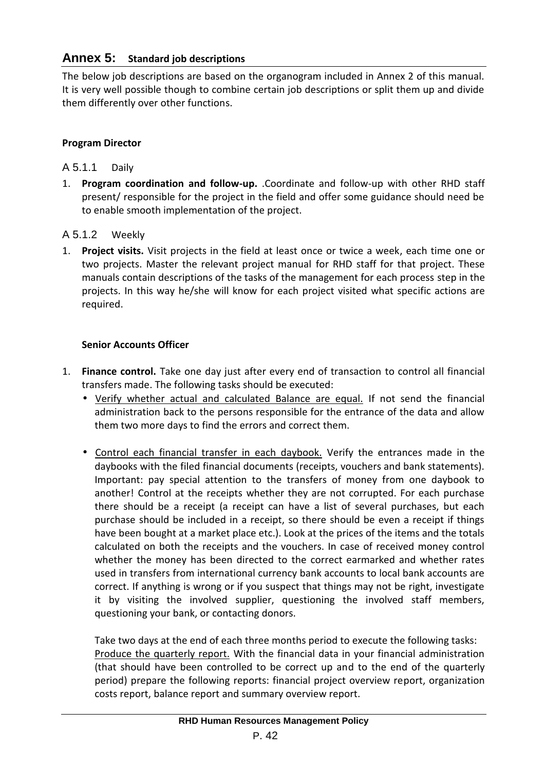## Annex 5: Standard job descriptions

The below job descriptions are based on the organogram included in Annex 2 of this manual. It is very well possible though to combine certain job descriptions or split them up and divide them differently over other functions.

**Program Director**

### A 5.1.1 Daily

1. **Program coordination and follow-up.** .Coordinate and follow-up with other RHD staff present/ responsible for the project in the field and offer some guidance should need be to enable smooth implementation of the project.

### A 5.1.2 Weekly

1. **Project visits.** Visit projects in the field at least once or twice a week, each time one or two projects. Master the relevant project manual for RHD staff for that project. These manuals contain descriptions of the tasks of the management for each process step in the projects. In this way he/she will know for each project visited what specific actions are required.

**Senior Accounts Officer**

1. **Finance control.** Take one day just after every end of transaction to control all financial transfers made. The following tasks should be executed:
   - Verify whether actual and calculated Balance are equal. If not send the financial administration back to the persons responsible for the entrance of the data and allow them two more days to find the errors and correct them.
   - Control each financial transfer in each daybook. Verify the entrances made in the daybooks with the filed financial documents (receipts, vouchers and bank statements). Important: pay special attention to the transfers of money from one daybook to another! Control at the receipts whether they are not corrupted. For each purchase there should be a receipt (a receipt can have a list of several purchases, but each purchase should be included in a receipt, so there should be even a receipt if things have been bought at a market place etc.). Look at the prices of the items and the totals calculated on both the receipts and the vouchers. In case of received money control whether the money has been directed to the correct earmarked and whether rates used in transfers from international currency bank accounts to local bank accounts are correct. If anything is wrong or if you suspect that things may not be right, investigate it by visiting the involved supplier, questioning the involved staff members, questioning your bank, or contacting donors.

   Take two days at the end of each three months period to execute the following tasks:
   Produce the quarterly report. With the financial data in your financial administration (that should have been controlled to be correct up and to the end of the quarterly period) prepare the following reports: financial project overview report, organization costs report, balance report and summary overview report.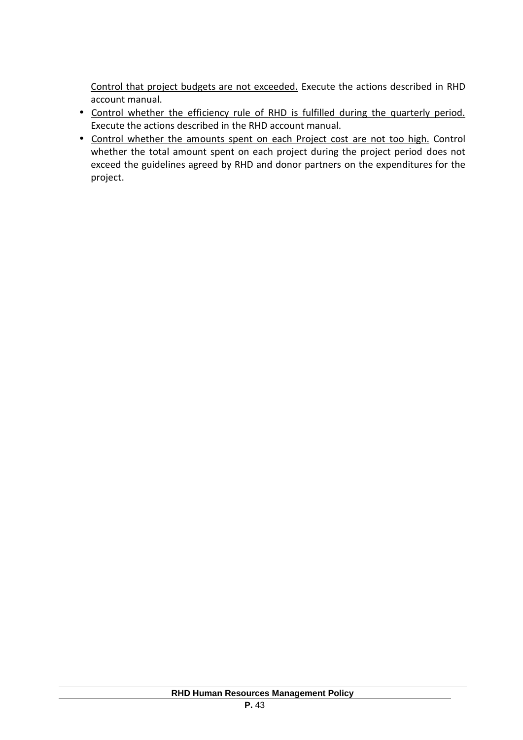Control that project budgets are not exceeded. Execute the actions described in RHD account manual.

- Control whether the efficiency rule of RHD is fulfilled during the quarterly period. Execute the actions described in the RHD account manual.
- Control whether the amounts spent on each Project cost are not too high. Control whether the total amount spent on each project during the project period does not exceed the guidelines agreed by RHD and donor partners on the expenditures for the project.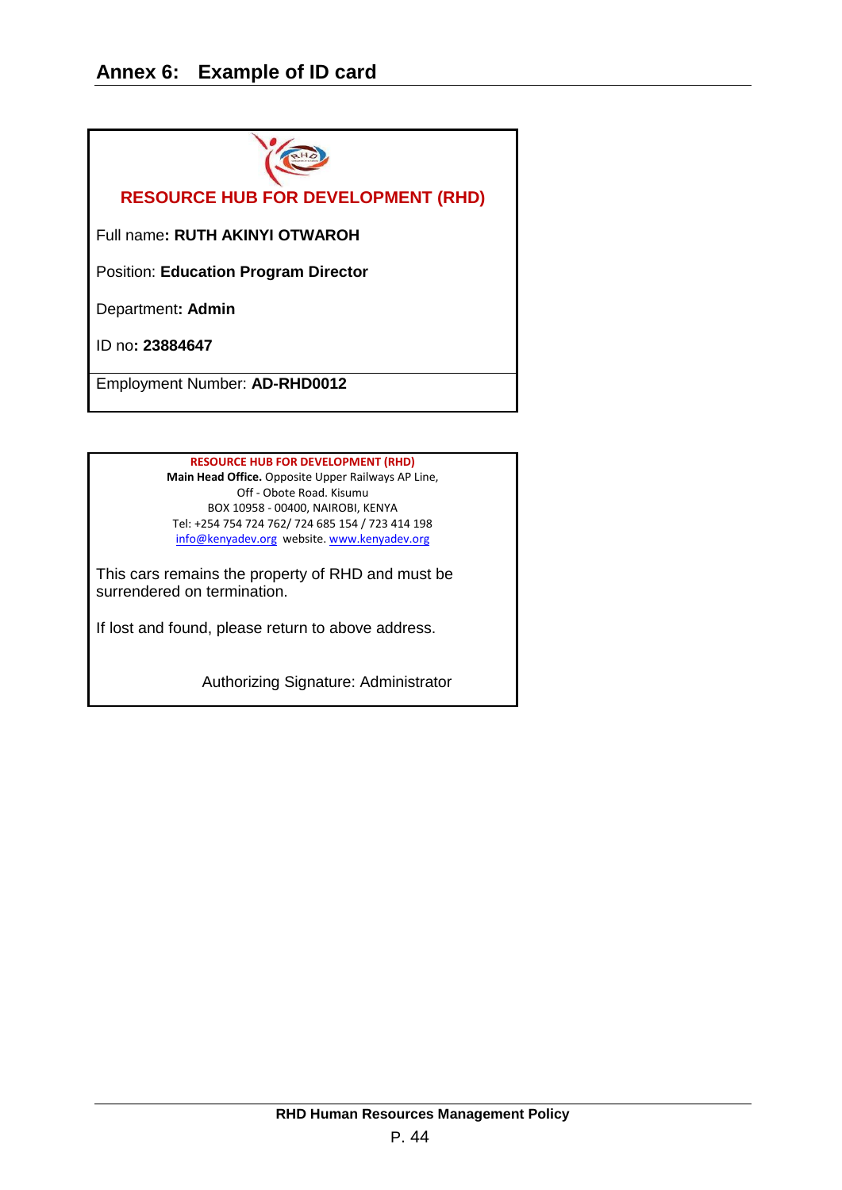## Annex 6: Example of ID card

**RESOURCE HUB FOR DEVELOPMENT (RHD)**

Full name**: RUTH AKINYI OTWAROH**

Position: **Education Program Director**

Department**: Admin**

ID no**: 23884647**

Employment Number: **AD-RHD0012**

---

**RESOURCE HUB FOR DEVELOPMENT (RHD)**
**Main Head Office.** Opposite Upper Railways AP Line,
Off - Obote Road. Kisumu
BOX 10958 - 00400, NAIROBI, KENYA
Tel: +254 754 724 762/ 724 685 154 / 723 414 198
info@kenyadev.org website. www.kenyadev.org

This cars remains the property of RHD and must be surrendered on termination.

If lost and found, please return to above address.

Authorizing Signature: Administrator